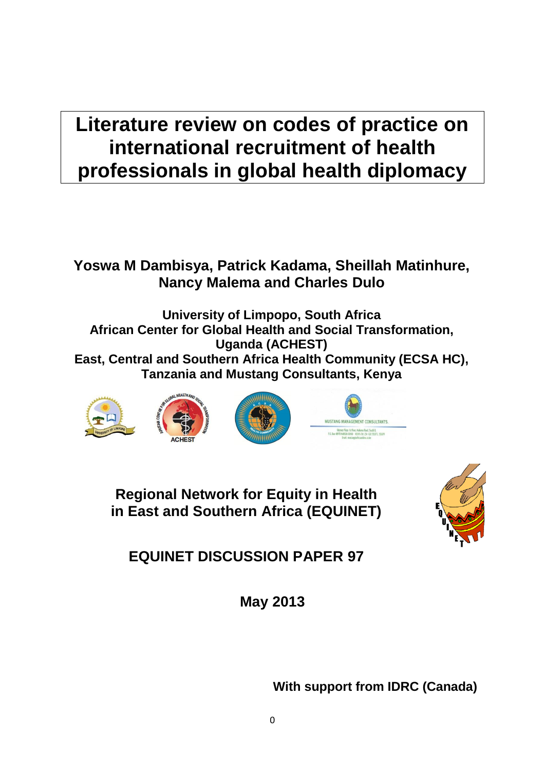# Literature review on codes of practice on international recruitment of health professionals in global health diplomacy

**Yoswa M Dambisya, Patrick Kadama, Sheillah Matinhure, Nancy Malema and Charles Dulo**

**University of Limpopo, South Africa**
**African Center for Global Health and Social Transformation, Uganda (ACHEST)**
**East, Central and Southern Africa Health Community (ECSA HC), Tanzania and Mustang Consultants, Kenya**

**Regional Network for Equity in Health in East and Southern Africa (EQUINET)**

**EQUINET DISCUSSION PAPER 97**

**May 2013**

**With support from IDRC (Canada)**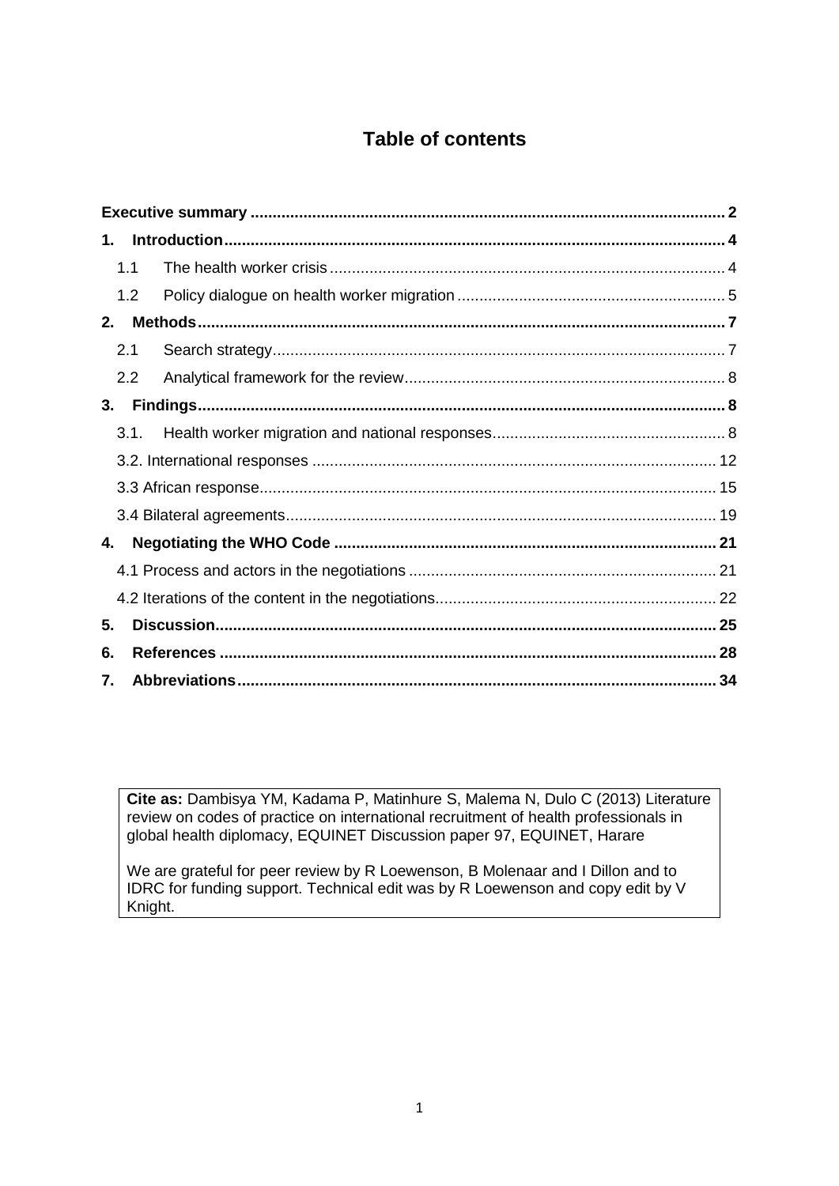# Table of contents

| | |
|---|---|
| **Executive summary** | **2** |
| **1. Introduction** | **4** |
| 1.1 The health worker crisis | 4 |
| 1.2 Policy dialogue on health worker migration | 5 |
| **2. Methods** | **7** |
| 2.1 Search strategy | 7 |
| 2.2 Analytical framework for the review | 8 |
| **3. Findings** | **8** |
| 3.1. Health worker migration and national responses | 8 |
| 3.2. International responses | 12 |
| 3.3 African response | 15 |
| 3.4 Bilateral agreements | 19 |
| **4. Negotiating the WHO Code** | **21** |
| 4.1 Process and actors in the negotiations | 21 |
| 4.2 Iterations of the content in the negotiations | 22 |
| **5. Discussion** | **25** |
| **6. References** | **28** |
| **7. Abbreviations** | **34** |

**Cite as:** Dambisya YM, Kadama P, Matinhure S, Malema N, Dulo C (2013) Literature review on codes of practice on international recruitment of health professionals in global health diplomacy, EQUINET Discussion paper 97, EQUINET, Harare

We are grateful for peer review by R Loewenson, B Molenaar and I Dillon and to IDRC for funding support. Technical edit was by R Loewenson and copy edit by V Knight.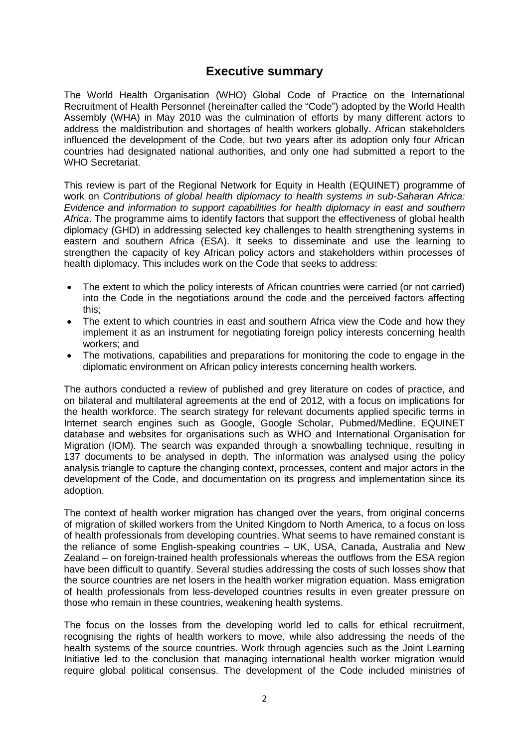## Executive summary

The World Health Organisation (WHO) Global Code of Practice on the International Recruitment of Health Personnel (hereinafter called the "Code") adopted by the World Health Assembly (WHA) in May 2010 was the culmination of efforts by many different actors to address the maldistribution and shortages of health workers globally. African stakeholders influenced the development of the Code, but two years after its adoption only four African countries had designated national authorities, and only one had submitted a report to the WHO Secretariat.

This review is part of the Regional Network for Equity in Health (EQUINET) programme of work on *Contributions of global health diplomacy to health systems in sub-Saharan Africa: Evidence and information to support capabilities for health diplomacy in east and southern Africa*. The programme aims to identify factors that support the effectiveness of global health diplomacy (GHD) in addressing selected key challenges to health strengthening systems in eastern and southern Africa (ESA). It seeks to disseminate and use the learning to strengthen the capacity of key African policy actors and stakeholders within processes of health diplomacy. This includes work on the Code that seeks to address:

- The extent to which the policy interests of African countries were carried (or not carried) into the Code in the negotiations around the code and the perceived factors affecting this;
- The extent to which countries in east and southern Africa view the Code and how they implement it as an instrument for negotiating foreign policy interests concerning health workers; and
- The motivations, capabilities and preparations for monitoring the code to engage in the diplomatic environment on African policy interests concerning health workers.

The authors conducted a review of published and grey literature on codes of practice, and on bilateral and multilateral agreements at the end of 2012, with a focus on implications for the health workforce. The search strategy for relevant documents applied specific terms in Internet search engines such as Google, Google Scholar, Pubmed/Medline, EQUINET database and websites for organisations such as WHO and International Organisation for Migration (IOM). The search was expanded through a snowballing technique, resulting in 137 documents to be analysed in depth. The information was analysed using the policy analysis triangle to capture the changing context, processes, content and major actors in the development of the Code, and documentation on its progress and implementation since its adoption.

The context of health worker migration has changed over the years, from original concerns of migration of skilled workers from the United Kingdom to North America, to a focus on loss of health professionals from developing countries. What seems to have remained constant is the reliance of some English-speaking countries – UK, USA, Canada, Australia and New Zealand – on foreign-trained health professionals whereas the outflows from the ESA region have been difficult to quantify. Several studies addressing the costs of such losses show that the source countries are net losers in the health worker migration equation. Mass emigration of health professionals from less-developed countries results in even greater pressure on those who remain in these countries, weakening health systems.

The focus on the losses from the developing world led to calls for ethical recruitment, recognising the rights of health workers to move, while also addressing the needs of the health systems of the source countries. Work through agencies such as the Joint Learning Initiative led to the conclusion that managing international health worker migration would require global political consensus. The development of the Code included ministries of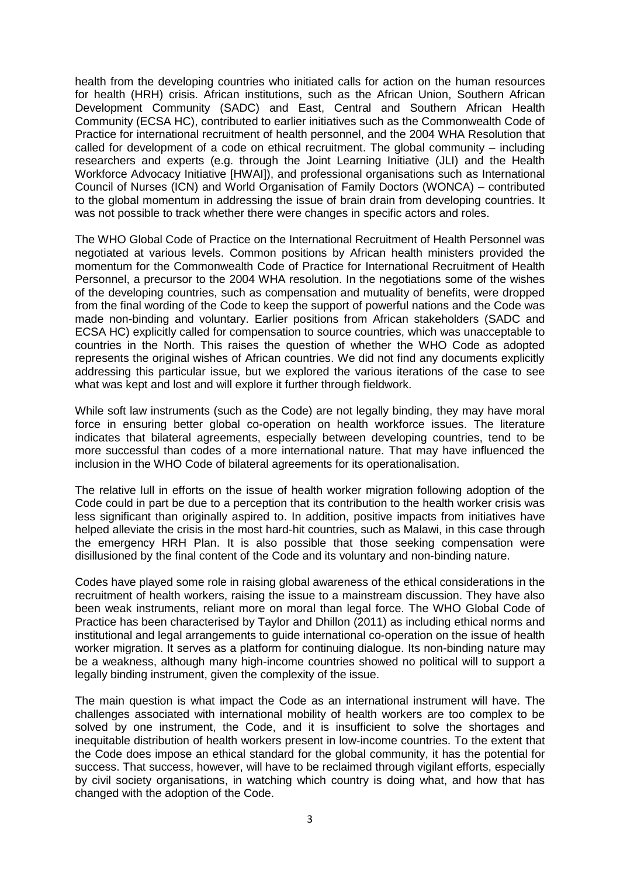health from the developing countries who initiated calls for action on the human resources for health (HRH) crisis. African institutions, such as the African Union, Southern African Development Community (SADC) and East, Central and Southern African Health Community (ECSA HC), contributed to earlier initiatives such as the Commonwealth Code of Practice for international recruitment of health personnel, and the 2004 WHA Resolution that called for development of a code on ethical recruitment. The global community – including researchers and experts (e.g. through the Joint Learning Initiative (JLI) and the Health Workforce Advocacy Initiative [HWAI]), and professional organisations such as International Council of Nurses (ICN) and World Organisation of Family Doctors (WONCA) – contributed to the global momentum in addressing the issue of brain drain from developing countries. It was not possible to track whether there were changes in specific actors and roles.

The WHO Global Code of Practice on the International Recruitment of Health Personnel was negotiated at various levels. Common positions by African health ministers provided the momentum for the Commonwealth Code of Practice for International Recruitment of Health Personnel, a precursor to the 2004 WHA resolution. In the negotiations some of the wishes of the developing countries, such as compensation and mutuality of benefits, were dropped from the final wording of the Code to keep the support of powerful nations and the Code was made non-binding and voluntary. Earlier positions from African stakeholders (SADC and ECSA HC) explicitly called for compensation to source countries, which was unacceptable to countries in the North. This raises the question of whether the WHO Code as adopted represents the original wishes of African countries. We did not find any documents explicitly addressing this particular issue, but we explored the various iterations of the case to see what was kept and lost and will explore it further through fieldwork.

While soft law instruments (such as the Code) are not legally binding, they may have moral force in ensuring better global co-operation on health workforce issues. The literature indicates that bilateral agreements, especially between developing countries, tend to be more successful than codes of a more international nature. That may have influenced the inclusion in the WHO Code of bilateral agreements for its operationalisation.

The relative lull in efforts on the issue of health worker migration following adoption of the Code could in part be due to a perception that its contribution to the health worker crisis was less significant than originally aspired to. In addition, positive impacts from initiatives have helped alleviate the crisis in the most hard-hit countries, such as Malawi, in this case through the emergency HRH Plan. It is also possible that those seeking compensation were disillusioned by the final content of the Code and its voluntary and non-binding nature.

Codes have played some role in raising global awareness of the ethical considerations in the recruitment of health workers, raising the issue to a mainstream discussion. They have also been weak instruments, reliant more on moral than legal force. The WHO Global Code of Practice has been characterised by Taylor and Dhillon (2011) as including ethical norms and institutional and legal arrangements to guide international co-operation on the issue of health worker migration. It serves as a platform for continuing dialogue. Its non-binding nature may be a weakness, although many high-income countries showed no political will to support a legally binding instrument, given the complexity of the issue.

The main question is what impact the Code as an international instrument will have. The challenges associated with international mobility of health workers are too complex to be solved by one instrument, the Code, and it is insufficient to solve the shortages and inequitable distribution of health workers present in low-income countries. To the extent that the Code does impose an ethical standard for the global community, it has the potential for success. That success, however, will have to be reclaimed through vigilant efforts, especially by civil society organisations, in watching which country is doing what, and how that has changed with the adoption of the Code.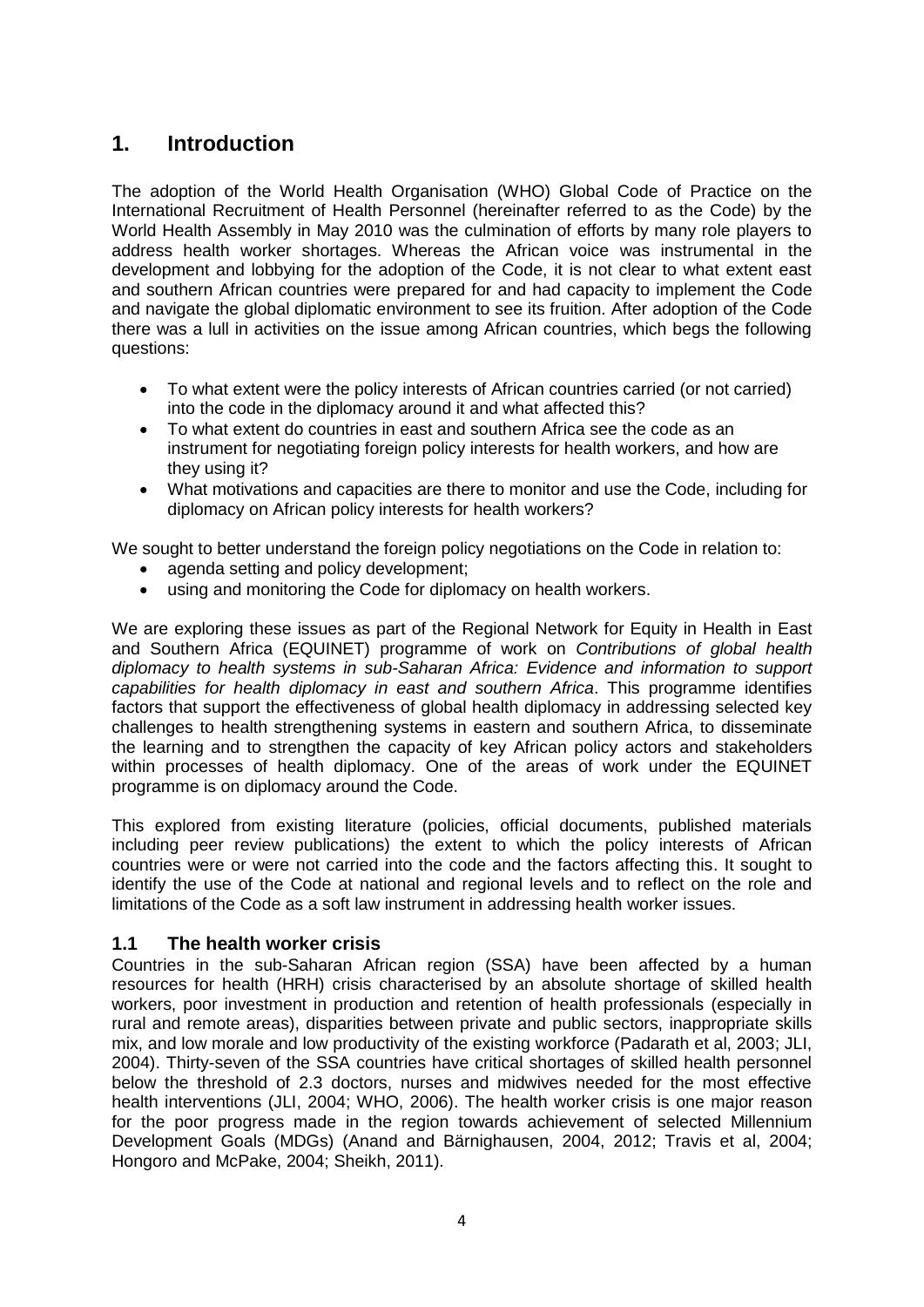# 1. Introduction

The adoption of the World Health Organisation (WHO) Global Code of Practice on the International Recruitment of Health Personnel (hereinafter referred to as the Code) by the World Health Assembly in May 2010 was the culmination of efforts by many role players to address health worker shortages. Whereas the African voice was instrumental in the development and lobbying for the adoption of the Code, it is not clear to what extent east and southern African countries were prepared for and had capacity to implement the Code and navigate the global diplomatic environment to see its fruition. After adoption of the Code there was a lull in activities on the issue among African countries, which begs the following questions:

- To what extent were the policy interests of African countries carried (or not carried) into the code in the diplomacy around it and what affected this?
- To what extent do countries in east and southern Africa see the code as an instrument for negotiating foreign policy interests for health workers, and how are they using it?
- What motivations and capacities are there to monitor and use the Code, including for diplomacy on African policy interests for health workers?

We sought to better understand the foreign policy negotiations on the Code in relation to:

- agenda setting and policy development;
- using and monitoring the Code for diplomacy on health workers.

We are exploring these issues as part of the Regional Network for Equity in Health in East and Southern Africa (EQUINET) programme of work on *Contributions of global health diplomacy to health systems in sub-Saharan Africa: Evidence and information to support capabilities for health diplomacy in east and southern Africa*. This programme identifies factors that support the effectiveness of global health diplomacy in addressing selected key challenges to health strengthening systems in eastern and southern Africa, to disseminate the learning and to strengthen the capacity of key African policy actors and stakeholders within processes of health diplomacy. One of the areas of work under the EQUINET programme is on diplomacy around the Code.

This explored from existing literature (policies, official documents, published materials including peer review publications) the extent to which the policy interests of African countries were or were not carried into the code and the factors affecting this. It sought to identify the use of the Code at national and regional levels and to reflect on the role and limitations of the Code as a soft law instrument in addressing health worker issues.

## 1.1 The health worker crisis

Countries in the sub-Saharan African region (SSA) have been affected by a human resources for health (HRH) crisis characterised by an absolute shortage of skilled health workers, poor investment in production and retention of health professionals (especially in rural and remote areas), disparities between private and public sectors, inappropriate skills mix, and low morale and low productivity of the existing workforce (Padarath et al, 2003; JLI, 2004). Thirty-seven of the SSA countries have critical shortages of skilled health personnel below the threshold of 2.3 doctors, nurses and midwives needed for the most effective health interventions (JLI, 2004; WHO, 2006). The health worker crisis is one major reason for the poor progress made in the region towards achievement of selected Millennium Development Goals (MDGs) (Anand and Bärnighausen, 2004, 2012; Travis et al, 2004; Hongoro and McPake, 2004; Sheikh, 2011).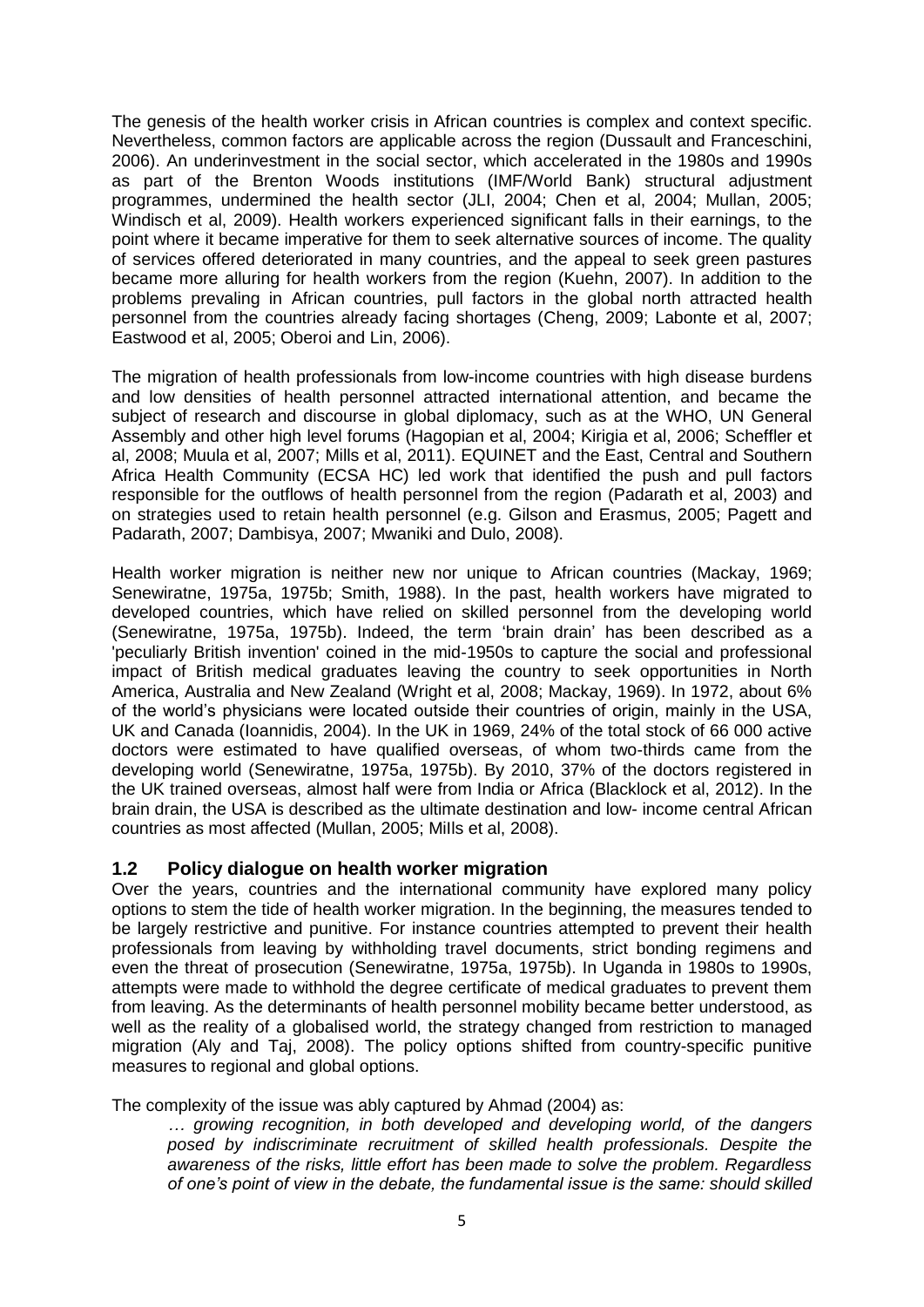The genesis of the health worker crisis in African countries is complex and context specific. Nevertheless, common factors are applicable across the region (Dussault and Franceschini, 2006). An underinvestment in the social sector, which accelerated in the 1980s and 1990s as part of the Brenton Woods institutions (IMF/World Bank) structural adjustment programmes, undermined the health sector (JLI, 2004; Chen et al, 2004; Mullan, 2005; Windisch et al, 2009). Health workers experienced significant falls in their earnings, to the point where it became imperative for them to seek alternative sources of income. The quality of services offered deteriorated in many countries, and the appeal to seek green pastures became more alluring for health workers from the region (Kuehn, 2007). In addition to the problems prevailing in African countries, pull factors in the global north attracted health personnel from the countries already facing shortages (Cheng, 2009; Labonte et al, 2007; Eastwood et al, 2005; Oberoi and Lin, 2006).

The migration of health professionals from low-income countries with high disease burdens and low densities of health personnel attracted international attention, and became the subject of research and discourse in global diplomacy, such as at the WHO, UN General Assembly and other high level forums (Hagopian et al, 2004; Kirigia et al, 2006; Scheffler et al, 2008; Muula et al, 2007; Mills et al, 2011). EQUINET and the East, Central and Southern Africa Health Community (ECSA HC) led work that identified the push and pull factors responsible for the outflows of health personnel from the region (Padarath et al, 2003) and on strategies used to retain health personnel (e.g. Gilson and Erasmus, 2005; Pagett and Padarath, 2007; Dambisya, 2007; Mwaniki and Dulo, 2008).

Health worker migration is neither new nor unique to African countries (Mackay, 1969; Senewiratne, 1975a, 1975b; Smith, 1988). In the past, health workers have migrated to developed countries, which have relied on skilled personnel from the developing world (Senewiratne, 1975a, 1975b). Indeed, the term 'brain drain' has been described as a 'peculiarly British invention' coined in the mid-1950s to capture the social and professional impact of British medical graduates leaving the country to seek opportunities in North America, Australia and New Zealand (Wright et al, 2008; Mackay, 1969). In 1972, about 6% of the world's physicians were located outside their countries of origin, mainly in the USA, UK and Canada (Ioannidis, 2004). In the UK in 1969, 24% of the total stock of 66 000 active doctors were estimated to have qualified overseas, of whom two-thirds came from the developing world (Senewiratne, 1975a, 1975b). By 2010, 37% of the doctors registered in the UK trained overseas, almost half were from India or Africa (Blacklock et al, 2012). In the brain drain, the USA is described as the ultimate destination and low- income central African countries as most affected (Mullan, 2005; Mills et al, 2008).

## 1.2 Policy dialogue on health worker migration

Over the years, countries and the international community have explored many policy options to stem the tide of health worker migration. In the beginning, the measures tended to be largely restrictive and punitive. For instance countries attempted to prevent their health professionals from leaving by withholding travel documents, strict bonding regimens and even the threat of prosecution (Senewiratne, 1975a, 1975b). In Uganda in 1980s to 1990s, attempts were made to withhold the degree certificate of medical graduates to prevent them from leaving. As the determinants of health personnel mobility became better understood, as well as the reality of a globalised world, the strategy changed from restriction to managed migration (Aly and Taj, 2008). The policy options shifted from country-specific punitive measures to regional and global options.

The complexity of the issue was ably captured by Ahmad (2004) as:

> *… growing recognition, in both developed and developing world, of the dangers posed by indiscriminate recruitment of skilled health professionals. Despite the awareness of the risks, little effort has been made to solve the problem. Regardless of one's point of view in the debate, the fundamental issue is the same: should skilled*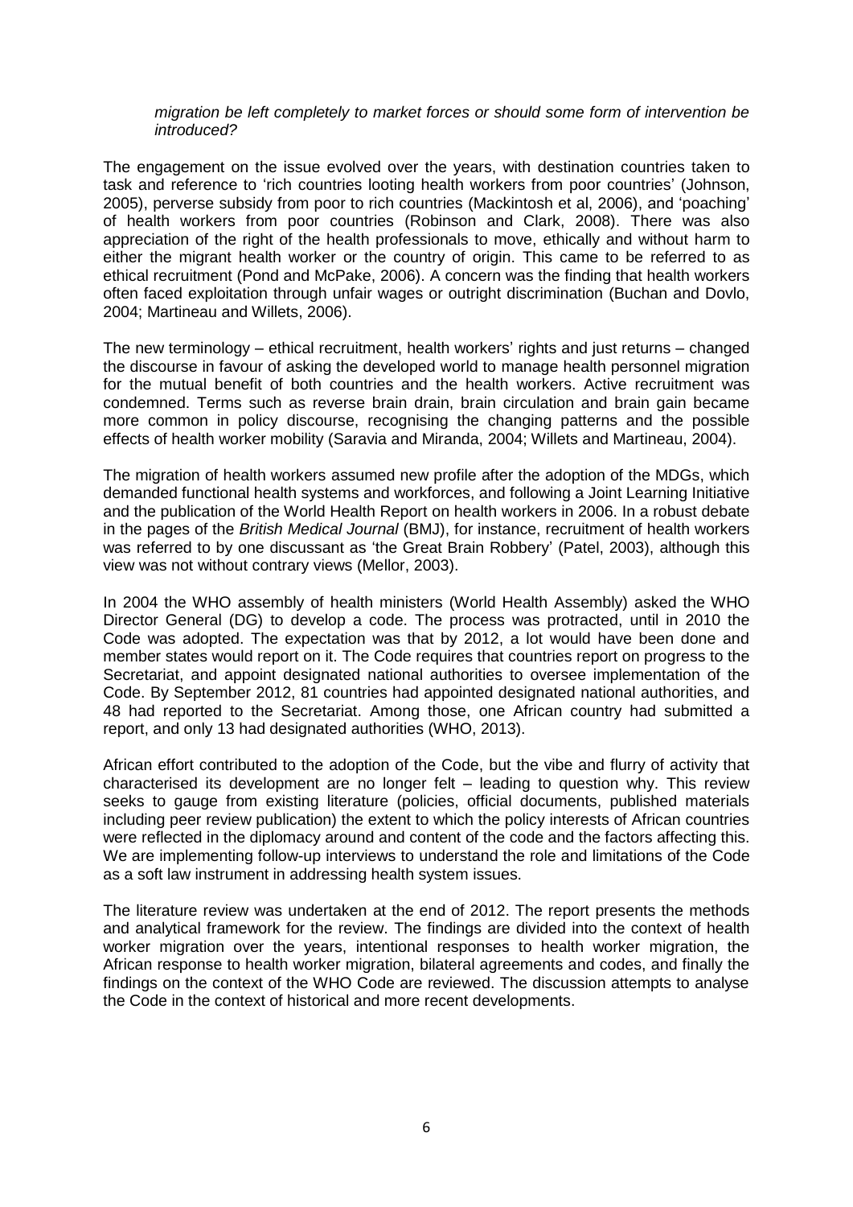*migration be left completely to market forces or should some form of intervention be introduced?*

The engagement on the issue evolved over the years, with destination countries taken to task and reference to 'rich countries looting health workers from poor countries' (Johnson, 2005), perverse subsidy from poor to rich countries (Mackintosh et al, 2006), and 'poaching' of health workers from poor countries (Robinson and Clark, 2008). There was also appreciation of the right of the health professionals to move, ethically and without harm to either the migrant health worker or the country of origin. This came to be referred to as ethical recruitment (Pond and McPake, 2006). A concern was the finding that health workers often faced exploitation through unfair wages or outright discrimination (Buchan and Dovlo, 2004; Martineau and Willets, 2006).

The new terminology – ethical recruitment, health workers' rights and just returns – changed the discourse in favour of asking the developed world to manage health personnel migration for the mutual benefit of both countries and the health workers. Active recruitment was condemned. Terms such as reverse brain drain, brain circulation and brain gain became more common in policy discourse, recognising the changing patterns and the possible effects of health worker mobility (Saravia and Miranda, 2004; Willets and Martineau, 2004).

The migration of health workers assumed new profile after the adoption of the MDGs, which demanded functional health systems and workforces, and following a Joint Learning Initiative and the publication of the World Health Report on health workers in 2006. In a robust debate in the pages of the *British Medical Journal* (BMJ), for instance, recruitment of health workers was referred to by one discussant as 'the Great Brain Robbery' (Patel, 2003), although this view was not without contrary views (Mellor, 2003).

In 2004 the WHO assembly of health ministers (World Health Assembly) asked the WHO Director General (DG) to develop a code. The process was protracted, until in 2010 the Code was adopted. The expectation was that by 2012, a lot would have been done and member states would report on it. The Code requires that countries report on progress to the Secretariat, and appoint designated national authorities to oversee implementation of the Code. By September 2012, 81 countries had appointed designated national authorities, and 48 had reported to the Secretariat. Among those, one African country had submitted a report, and only 13 had designated authorities (WHO, 2013).

African effort contributed to the adoption of the Code, but the vibe and flurry of activity that characterised its development are no longer felt – leading to question why. This review seeks to gauge from existing literature (policies, official documents, published materials including peer review publication) the extent to which the policy interests of African countries were reflected in the diplomacy around and content of the code and the factors affecting this. We are implementing follow-up interviews to understand the role and limitations of the Code as a soft law instrument in addressing health system issues.

The literature review was undertaken at the end of 2012. The report presents the methods and analytical framework for the review. The findings are divided into the context of health worker migration over the years, intentional responses to health worker migration, the African response to health worker migration, bilateral agreements and codes, and finally the findings on the context of the WHO Code are reviewed. The discussion attempts to analyse the Code in the context of historical and more recent developments.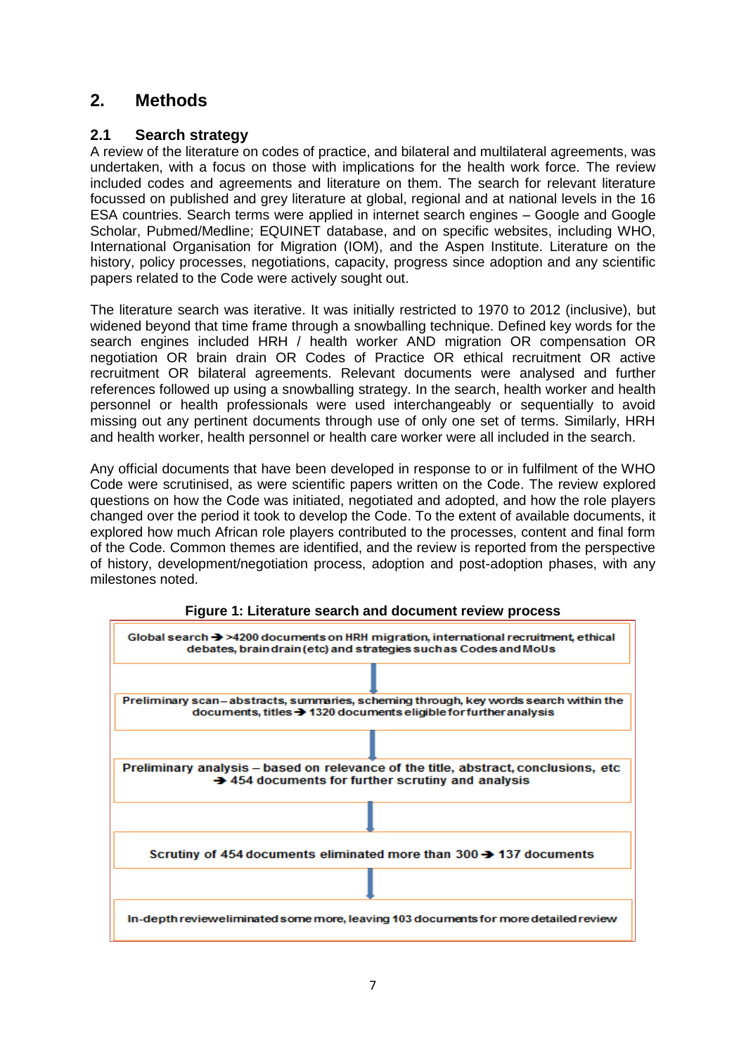## 2. Methods

### 2.1 Search strategy

A review of the literature on codes of practice, and bilateral and multilateral agreements, was undertaken, with a focus on those with implications for the health work force. The review included codes and agreements and literature on them. The search for relevant literature focussed on published and grey literature at global, regional and at national levels in the 16 ESA countries. Search terms were applied in internet search engines – Google and Google Scholar, Pubmed/Medline; EQUINET database, and on specific websites, including WHO, International Organisation for Migration (IOM), and the Aspen Institute. Literature on the history, policy processes, negotiations, capacity, progress since adoption and any scientific papers related to the Code were actively sought out.

The literature search was iterative. It was initially restricted to 1970 to 2012 (inclusive), but widened beyond that time frame through a snowballing technique. Defined key words for the search engines included HRH / health worker AND migration OR compensation OR negotiation OR brain drain OR Codes of Practice OR ethical recruitment OR active recruitment OR bilateral agreements. Relevant documents were analysed and further references followed up using a snowballing strategy. In the search, health worker and health personnel or health professionals were used interchangeably or sequentially to avoid missing out any pertinent documents through use of only one set of terms. Similarly, HRH and health worker, health personnel or health care worker were all included in the search.

Any official documents that have been developed in response to or in fulfilment of the WHO Code were scrutinised, as were scientific papers written on the Code. The review explored questions on how the Code was initiated, negotiated and adopted, and how the role players changed over the period it took to develop the Code. To the extent of available documents, it explored how much African role players contributed to the processes, content and final form of the Code. Common themes are identified, and the review is reported from the perspective of history, development/negotiation process, adoption and post-adoption phases, with any milestones noted.

**Figure 1: Literature search and document review process**

Global search ➔ >4200 documents on HRH migration, international recruitment, ethical debates, brain drain (etc) and strategies such as Codes and MoUs

↓

Preliminary scan – abstracts, summaries, scheming through, key words search within the documents, titles ➔ 1320 documents eligible for further analysis

↓

Preliminary analysis – based on relevance of the title, abstract, conclusions, etc ➔ 454 documents for further scrutiny and analysis

↓

Scrutiny of 454 documents eliminated more than 300 ➔ 137 documents

↓

In-depth review eliminated some more, leaving 103 documents for more detailed review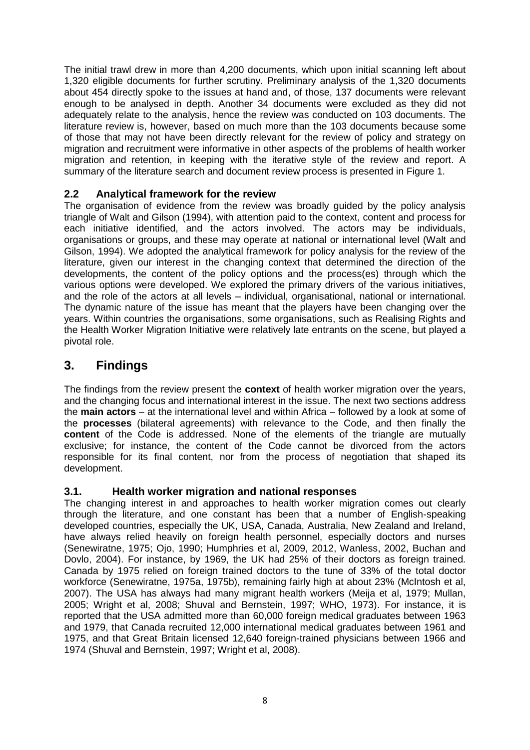The initial trawl drew in more than 4,200 documents, which upon initial scanning left about 1,320 eligible documents for further scrutiny. Preliminary analysis of the 1,320 documents about 454 directly spoke to the issues at hand and, of those, 137 documents were relevant enough to be analysed in depth. Another 34 documents were excluded as they did not adequately relate to the analysis, hence the review was conducted on 103 documents. The literature review is, however, based on much more than the 103 documents because some of those that may not have been directly relevant for the review of policy and strategy on migration and recruitment were informative in other aspects of the problems of health worker migration and retention, in keeping with the iterative style of the review and report. A summary of the literature search and document review process is presented in Figure 1.

### 2.2 Analytical framework for the review

The organisation of evidence from the review was broadly guided by the policy analysis triangle of Walt and Gilson (1994), with attention paid to the context, content and process for each initiative identified, and the actors involved. The actors may be individuals, organisations or groups, and these may operate at national or international level (Walt and Gilson, 1994). We adopted the analytical framework for policy analysis for the review of the literature, given our interest in the changing context that determined the direction of the developments, the content of the policy options and the process(es) through which the various options were developed. We explored the primary drivers of the various initiatives, and the role of the actors at all levels – individual, organisational, national or international. The dynamic nature of the issue has meant that the players have been changing over the years. Within countries the organisations, some organisations, such as Realising Rights and the Health Worker Migration Initiative were relatively late entrants on the scene, but played a pivotal role.

## 3. Findings

The findings from the review present the **context** of health worker migration over the years, and the changing focus and international interest in the issue. The next two sections address the **main actors** – at the international level and within Africa – followed by a look at some of the **processes** (bilateral agreements) with relevance to the Code, and then finally the **content** of the Code is addressed. None of the elements of the triangle are mutually exclusive; for instance, the content of the Code cannot be divorced from the actors responsible for its final content, nor from the process of negotiation that shaped its development.

### 3.1. Health worker migration and national responses

The changing interest in and approaches to health worker migration comes out clearly through the literature, and one constant has been that a number of English-speaking developed countries, especially the UK, USA, Canada, Australia, New Zealand and Ireland, have always relied heavily on foreign health personnel, especially doctors and nurses (Senewiratne, 1975; Ojo, 1990; Humphries et al, 2009, 2012, Wanless, 2002, Buchan and Dovlo, 2004). For instance, by 1969, the UK had 25% of their doctors as foreign trained. Canada by 1975 relied on foreign trained doctors to the tune of 33% of the total doctor workforce (Senewiratne, 1975a, 1975b), remaining fairly high at about 23% (McIntosh et al, 2007). The USA has always had many migrant health workers (Meija et al, 1979; Mullan, 2005; Wright et al, 2008; Shuval and Bernstein, 1997; WHO, 1973). For instance, it is reported that the USA admitted more than 60,000 foreign medical graduates between 1963 and 1979, that Canada recruited 12,000 international medical graduates between 1961 and 1975, and that Great Britain licensed 12,640 foreign-trained physicians between 1966 and 1974 (Shuval and Bernstein, 1997; Wright et al, 2008).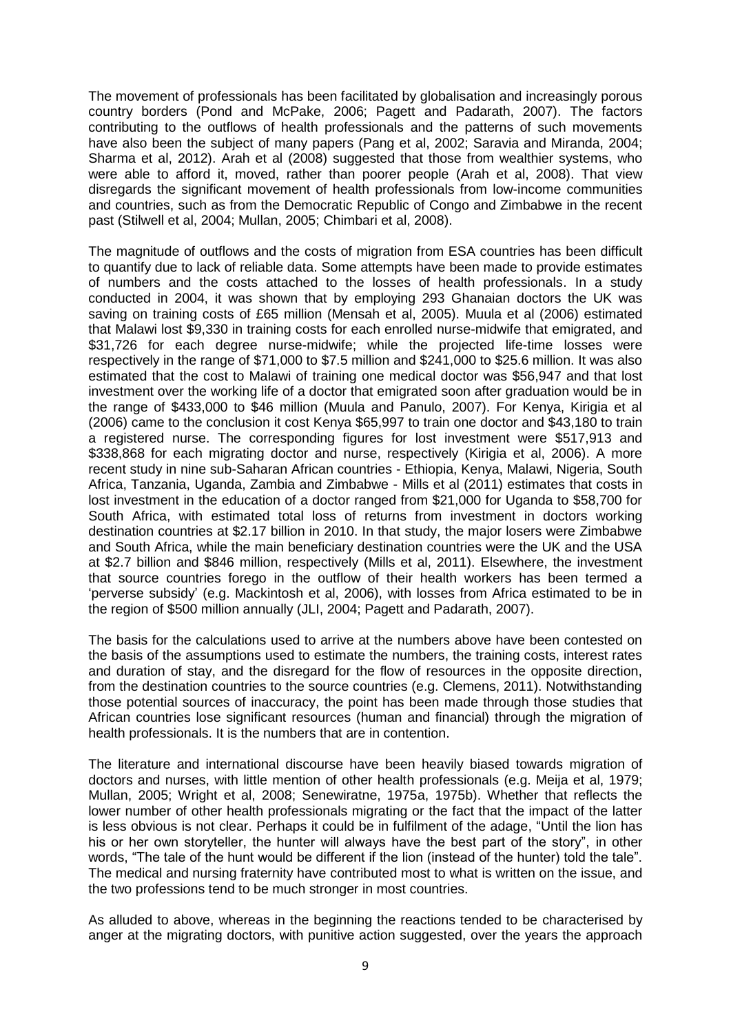The movement of professionals has been facilitated by globalisation and increasingly porous country borders (Pond and McPake, 2006; Pagett and Padarath, 2007). The factors contributing to the outflows of health professionals and the patterns of such movements have also been the subject of many papers (Pang et al, 2002; Saravia and Miranda, 2004; Sharma et al, 2012). Arah et al (2008) suggested that those from wealthier systems, who were able to afford it, moved, rather than poorer people (Arah et al, 2008). That view disregards the significant movement of health professionals from low-income communities and countries, such as from the Democratic Republic of Congo and Zimbabwe in the recent past (Stilwell et al, 2004; Mullan, 2005; Chimbari et al, 2008).

The magnitude of outflows and the costs of migration from ESA countries has been difficult to quantify due to lack of reliable data. Some attempts have been made to provide estimates of numbers and the costs attached to the losses of health professionals. In a study conducted in 2004, it was shown that by employing 293 Ghanaian doctors the UK was saving on training costs of £65 million (Mensah et al, 2005). Muula et al (2006) estimated that Malawi lost $9,330 in training costs for each enrolled nurse-midwife that emigrated, and $31,726 for each degree nurse-midwife; while the projected life-time losses were respectively in the range of $71,000 to $7.5 million and $241,000 to $25.6 million. It was also estimated that the cost to Malawi of training one medical doctor was $56,947 and that lost investment over the working life of a doctor that emigrated soon after graduation would be in the range of $433,000 to $46 million (Muula and Panulo, 2007). For Kenya, Kirigia et al (2006) came to the conclusion it cost Kenya $65,997 to train one doctor and $43,180 to train a registered nurse. The corresponding figures for lost investment were $517,913 and $338,868 for each migrating doctor and nurse, respectively (Kirigia et al, 2006). A more recent study in nine sub-Saharan African countries - Ethiopia, Kenya, Malawi, Nigeria, South Africa, Tanzania, Uganda, Zambia and Zimbabwe - Mills et al (2011) estimates that costs in lost investment in the education of a doctor ranged from $21,000 for Uganda to $58,700 for South Africa, with estimated total loss of returns from investment in doctors working destination countries at $2.17 billion in 2010. In that study, the major losers were Zimbabwe and South Africa, while the main beneficiary destination countries were the UK and the USA at $2.7 billion and $846 million, respectively (Mills et al, 2011). Elsewhere, the investment that source countries forego in the outflow of their health workers has been termed a 'perverse subsidy' (e.g. Mackintosh et al, 2006), with losses from Africa estimated to be in the region of $500 million annually (JLI, 2004; Pagett and Padarath, 2007).

The basis for the calculations used to arrive at the numbers above have been contested on the basis of the assumptions used to estimate the numbers, the training costs, interest rates and duration of stay, and the disregard for the flow of resources in the opposite direction, from the destination countries to the source countries (e.g. Clemens, 2011). Notwithstanding those potential sources of inaccuracy, the point has been made through those studies that African countries lose significant resources (human and financial) through the migration of health professionals. It is the numbers that are in contention.

The literature and international discourse have been heavily biased towards migration of doctors and nurses, with little mention of other health professionals (e.g. Meija et al, 1979; Mullan, 2005; Wright et al, 2008; Senewiratne, 1975a, 1975b). Whether that reflects the lower number of other health professionals migrating or the fact that the impact of the latter is less obvious is not clear. Perhaps it could be in fulfilment of the adage, "Until the lion has his or her own storyteller, the hunter will always have the best part of the story", in other words, "The tale of the hunt would be different if the lion (instead of the hunter) told the tale". The medical and nursing fraternity have contributed most to what is written on the issue, and the two professions tend to be much stronger in most countries.

As alluded to above, whereas in the beginning the reactions tended to be characterised by anger at the migrating doctors, with punitive action suggested, over the years the approach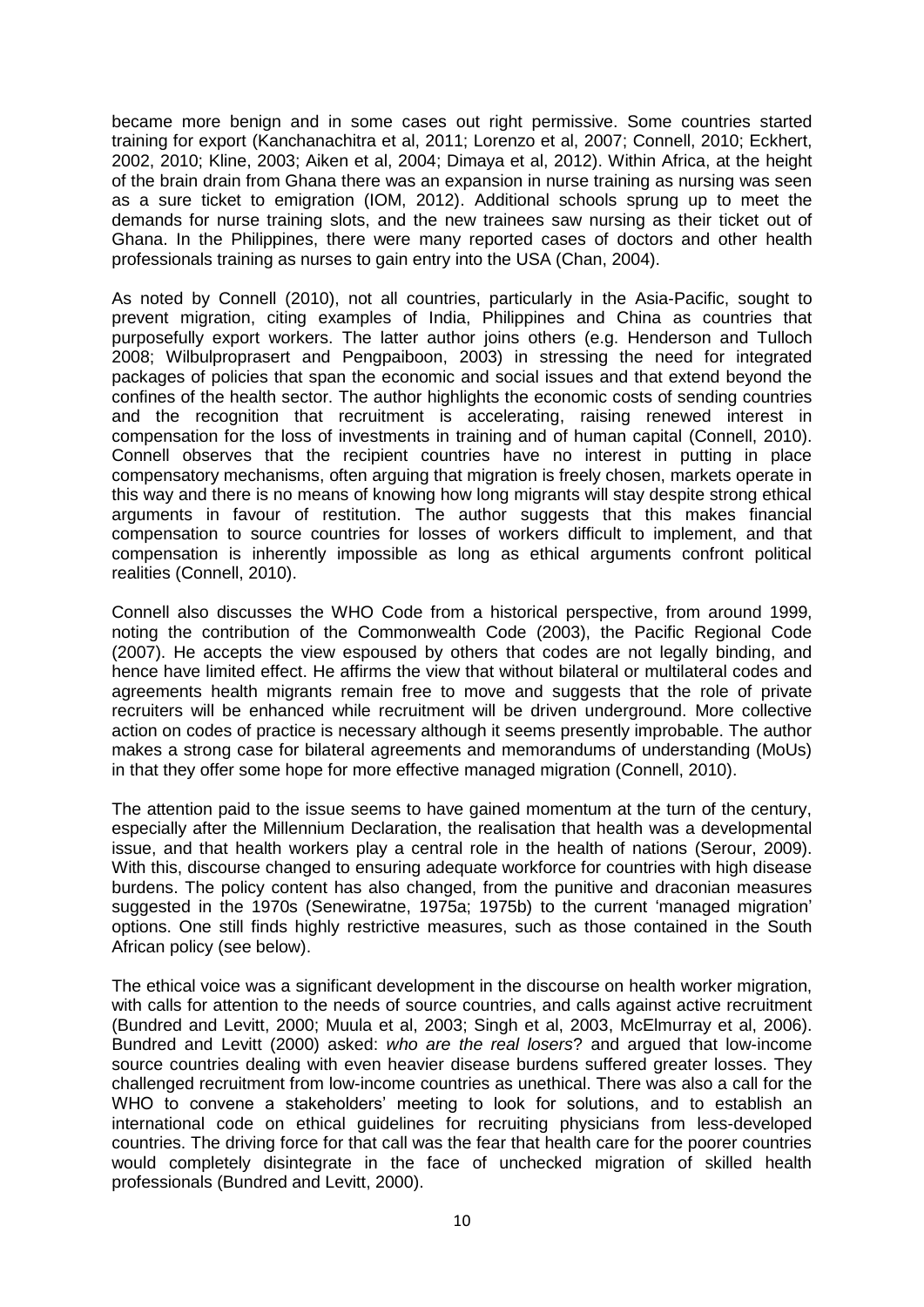became more benign and in some cases out right permissive. Some countries started training for export (Kanchanachitra et al, 2011; Lorenzo et al, 2007; Connell, 2010; Eckhert, 2002, 2010; Kline, 2003; Aiken et al, 2004; Dimaya et al, 2012). Within Africa, at the height of the brain drain from Ghana there was an expansion in nurse training as nursing was seen as a sure ticket to emigration (IOM, 2012). Additional schools sprung up to meet the demands for nurse training slots, and the new trainees saw nursing as their ticket out of Ghana. In the Philippines, there were many reported cases of doctors and other health professionals training as nurses to gain entry into the USA (Chan, 2004).

As noted by Connell (2010), not all countries, particularly in the Asia-Pacific, sought to prevent migration, citing examples of India, Philippines and China as countries that purposefully export workers. The latter author joins others (e.g. Henderson and Tulloch 2008; Wilbulproprasert and Pengpaiboon, 2003) in stressing the need for integrated packages of policies that span the economic and social issues and that extend beyond the confines of the health sector. The author highlights the economic costs of sending countries and the recognition that recruitment is accelerating, raising renewed interest in compensation for the loss of investments in training and of human capital (Connell, 2010). Connell observes that the recipient countries have no interest in putting in place compensatory mechanisms, often arguing that migration is freely chosen, markets operate in this way and there is no means of knowing how long migrants will stay despite strong ethical arguments in favour of restitution. The author suggests that this makes financial compensation to source countries for losses of workers difficult to implement, and that compensation is inherently impossible as long as ethical arguments confront political realities (Connell, 2010).

Connell also discusses the WHO Code from a historical perspective, from around 1999, noting the contribution of the Commonwealth Code (2003), the Pacific Regional Code (2007). He accepts the view espoused by others that codes are not legally binding, and hence have limited effect. He affirms the view that without bilateral or multilateral codes and agreements health migrants remain free to move and suggests that the role of private recruiters will be enhanced while recruitment will be driven underground. More collective action on codes of practice is necessary although it seems presently improbable. The author makes a strong case for bilateral agreements and memorandums of understanding (MoUs) in that they offer some hope for more effective managed migration (Connell, 2010).

The attention paid to the issue seems to have gained momentum at the turn of the century, especially after the Millennium Declaration, the realisation that health was a developmental issue, and that health workers play a central role in the health of nations (Serour, 2009). With this, discourse changed to ensuring adequate workforce for countries with high disease burdens. The policy content has also changed, from the punitive and draconian measures suggested in the 1970s (Senewiratne, 1975a; 1975b) to the current 'managed migration' options. One still finds highly restrictive measures, such as those contained in the South African policy (see below).

The ethical voice was a significant development in the discourse on health worker migration, with calls for attention to the needs of source countries, and calls against active recruitment (Bundred and Levitt, 2000; Muula et al, 2003; Singh et al, 2003, McElmurray et al, 2006). Bundred and Levitt (2000) asked: *who are the real losers*? and argued that low-income source countries dealing with even heavier disease burdens suffered greater losses. They challenged recruitment from low-income countries as unethical. There was also a call for the WHO to convene a stakeholders' meeting to look for solutions, and to establish an international code on ethical guidelines for recruiting physicians from less-developed countries. The driving force for that call was the fear that health care for the poorer countries would completely disintegrate in the face of unchecked migration of skilled health professionals (Bundred and Levitt, 2000).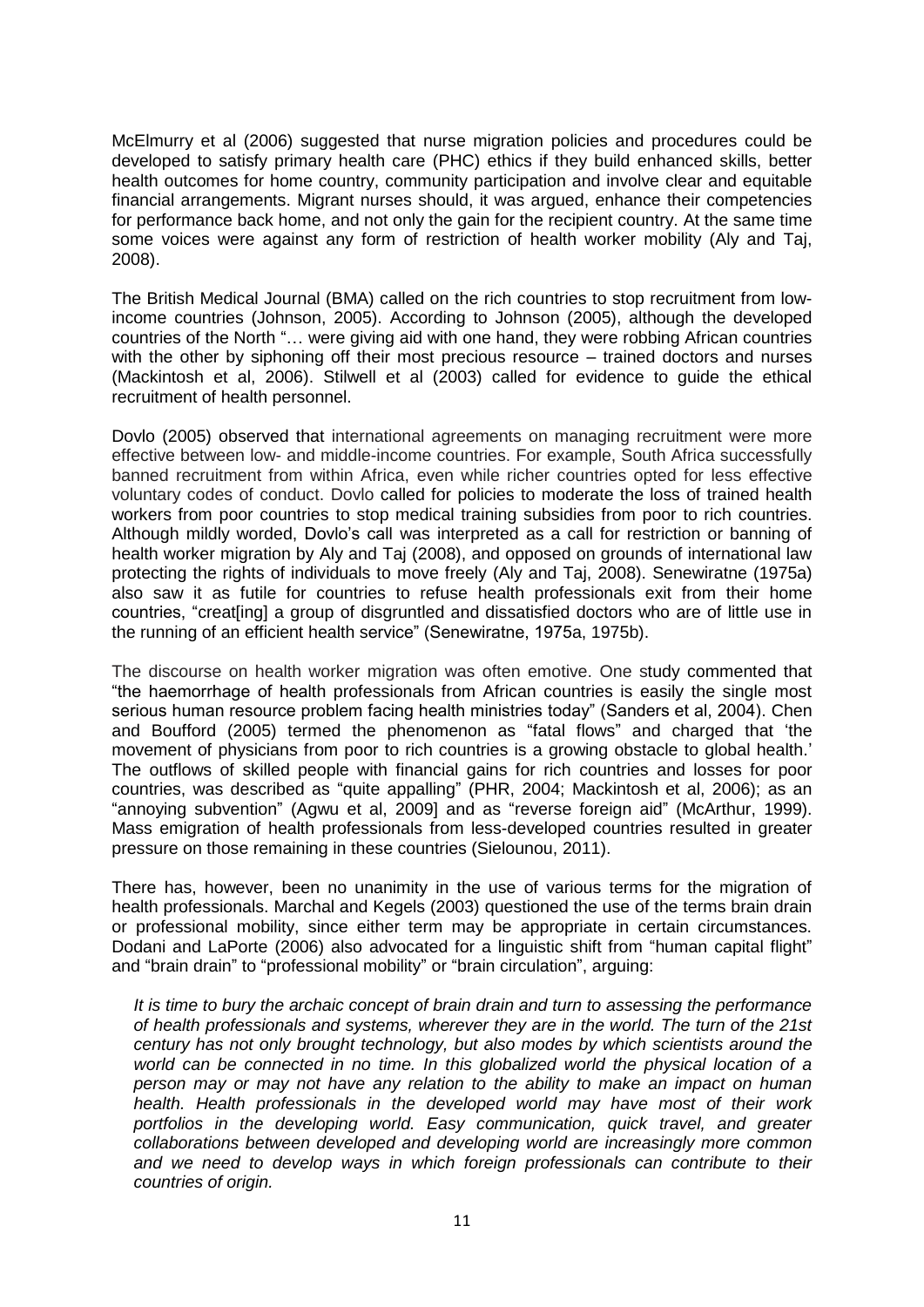McElmurry et al (2006) suggested that nurse migration policies and procedures could be developed to satisfy primary health care (PHC) ethics if they build enhanced skills, better health outcomes for home country, community participation and involve clear and equitable financial arrangements. Migrant nurses should, it was argued, enhance their competencies for performance back home, and not only the gain for the recipient country. At the same time some voices were against any form of restriction of health worker mobility (Aly and Taj, 2008).

The British Medical Journal (BMA) called on the rich countries to stop recruitment from low-income countries (Johnson, 2005). According to Johnson (2005), although the developed countries of the North "… were giving aid with one hand, they were robbing African countries with the other by siphoning off their most precious resource – trained doctors and nurses (Mackintosh et al, 2006). Stilwell et al (2003) called for evidence to guide the ethical recruitment of health personnel.

Dovlo (2005) observed that international agreements on managing recruitment were more effective between low- and middle-income countries. For example, South Africa successfully banned recruitment from within Africa, even while richer countries opted for less effective voluntary codes of conduct. Dovlo called for policies to moderate the loss of trained health workers from poor countries to stop medical training subsidies from poor to rich countries. Although mildly worded, Dovlo's call was interpreted as a call for restriction or banning of health worker migration by Aly and Taj (2008), and opposed on grounds of international law protecting the rights of individuals to move freely (Aly and Taj, 2008). Senewiratne (1975a) also saw it as futile for countries to refuse health professionals exit from their home countries, "creat[ing] a group of disgruntled and dissatisfied doctors who are of little use in the running of an efficient health service" (Senewiratne, 1975a, 1975b).

The discourse on health worker migration was often emotive. One study commented that "the haemorrhage of health professionals from African countries is easily the single most serious human resource problem facing health ministries today" (Sanders et al, 2004). Chen and Boufford (2005) termed the phenomenon as "fatal flows" and charged that 'the movement of physicians from poor to rich countries is a growing obstacle to global health.' The outflows of skilled people with financial gains for rich countries and losses for poor countries, was described as "quite appalling" (PHR, 2004; Mackintosh et al, 2006); as an "annoying subvention" (Agwu et al, 2009] and as "reverse foreign aid" (McArthur, 1999). Mass emigration of health professionals from less-developed countries resulted in greater pressure on those remaining in these countries (Sielounou, 2011).

There has, however, been no unanimity in the use of various terms for the migration of health professionals. Marchal and Kegels (2003) questioned the use of the terms brain drain or professional mobility, since either term may be appropriate in certain circumstances. Dodani and LaPorte (2006) also advocated for a linguistic shift from "human capital flight" and "brain drain" to "professional mobility" or "brain circulation", arguing:

> *It is time to bury the archaic concept of brain drain and turn to assessing the performance of health professionals and systems, wherever they are in the world. The turn of the 21st century has not only brought technology, but also modes by which scientists around the world can be connected in no time. In this globalized world the physical location of a person may or may not have any relation to the ability to make an impact on human health. Health professionals in the developed world may have most of their work portfolios in the developing world. Easy communication, quick travel, and greater collaborations between developed and developing world are increasingly more common and we need to develop ways in which foreign professionals can contribute to their countries of origin.*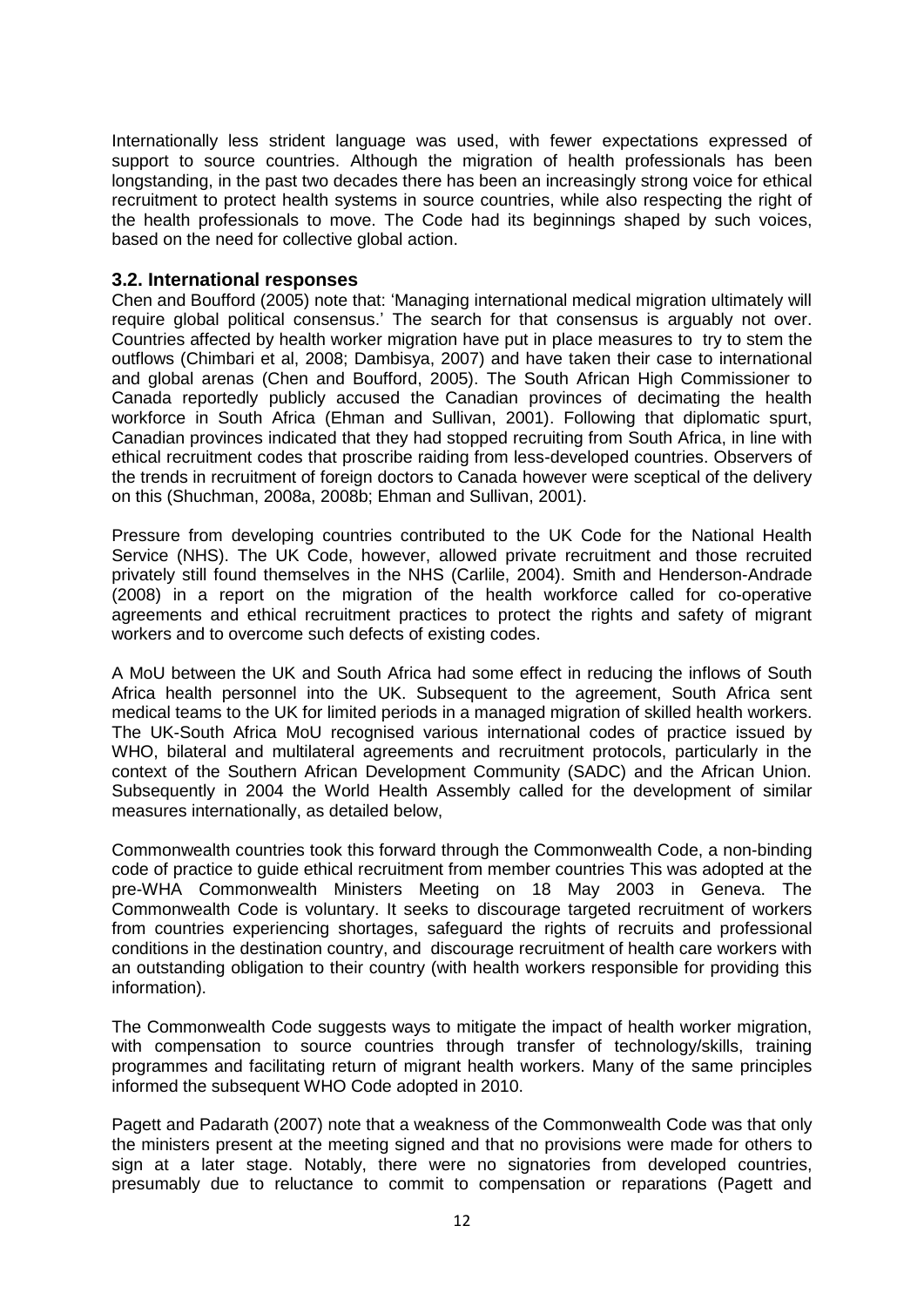Internationally less strident language was used, with fewer expectations expressed of support to source countries. Although the migration of health professionals has been longstanding, in the past two decades there has been an increasingly strong voice for ethical recruitment to protect health systems in source countries, while also respecting the right of the health professionals to move. The Code had its beginnings shaped by such voices, based on the need for collective global action.

### 3.2. International responses

Chen and Boufford (2005) note that: 'Managing international medical migration ultimately will require global political consensus.' The search for that consensus is arguably not over. Countries affected by health worker migration have put in place measures to try to stem the outflows (Chimbari et al, 2008; Dambisya, 2007) and have taken their case to international and global arenas (Chen and Boufford, 2005). The South African High Commissioner to Canada reportedly publicly accused the Canadian provinces of decimating the health workforce in South Africa (Ehman and Sullivan, 2001). Following that diplomatic spurt, Canadian provinces indicated that they had stopped recruiting from South Africa, in line with ethical recruitment codes that proscribe raiding from less-developed countries. Observers of the trends in recruitment of foreign doctors to Canada however were sceptical of the delivery on this (Shuchman, 2008a, 2008b; Ehman and Sullivan, 2001).

Pressure from developing countries contributed to the UK Code for the National Health Service (NHS). The UK Code, however, allowed private recruitment and those recruited privately still found themselves in the NHS (Carlile, 2004). Smith and Henderson-Andrade (2008) in a report on the migration of the health workforce called for co-operative agreements and ethical recruitment practices to protect the rights and safety of migrant workers and to overcome such defects of existing codes.

A MoU between the UK and South Africa had some effect in reducing the inflows of South Africa health personnel into the UK. Subsequent to the agreement, South Africa sent medical teams to the UK for limited periods in a managed migration of skilled health workers. The UK-South Africa MoU recognised various international codes of practice issued by WHO, bilateral and multilateral agreements and recruitment protocols, particularly in the context of the Southern African Development Community (SADC) and the African Union. Subsequently in 2004 the World Health Assembly called for the development of similar measures internationally, as detailed below,

Commonwealth countries took this forward through the Commonwealth Code, a non-binding code of practice to guide ethical recruitment from member countries This was adopted at the pre-WHA Commonwealth Ministers Meeting on 18 May 2003 in Geneva. The Commonwealth Code is voluntary. It seeks to discourage targeted recruitment of workers from countries experiencing shortages, safeguard the rights of recruits and professional conditions in the destination country, and discourage recruitment of health care workers with an outstanding obligation to their country (with health workers responsible for providing this information).

The Commonwealth Code suggests ways to mitigate the impact of health worker migration, with compensation to source countries through transfer of technology/skills, training programmes and facilitating return of migrant health workers. Many of the same principles informed the subsequent WHO Code adopted in 2010.

Pagett and Padarath (2007) note that a weakness of the Commonwealth Code was that only the ministers present at the meeting signed and that no provisions were made for others to sign at a later stage. Notably, there were no signatories from developed countries, presumably due to reluctance to commit to compensation or reparations (Pagett and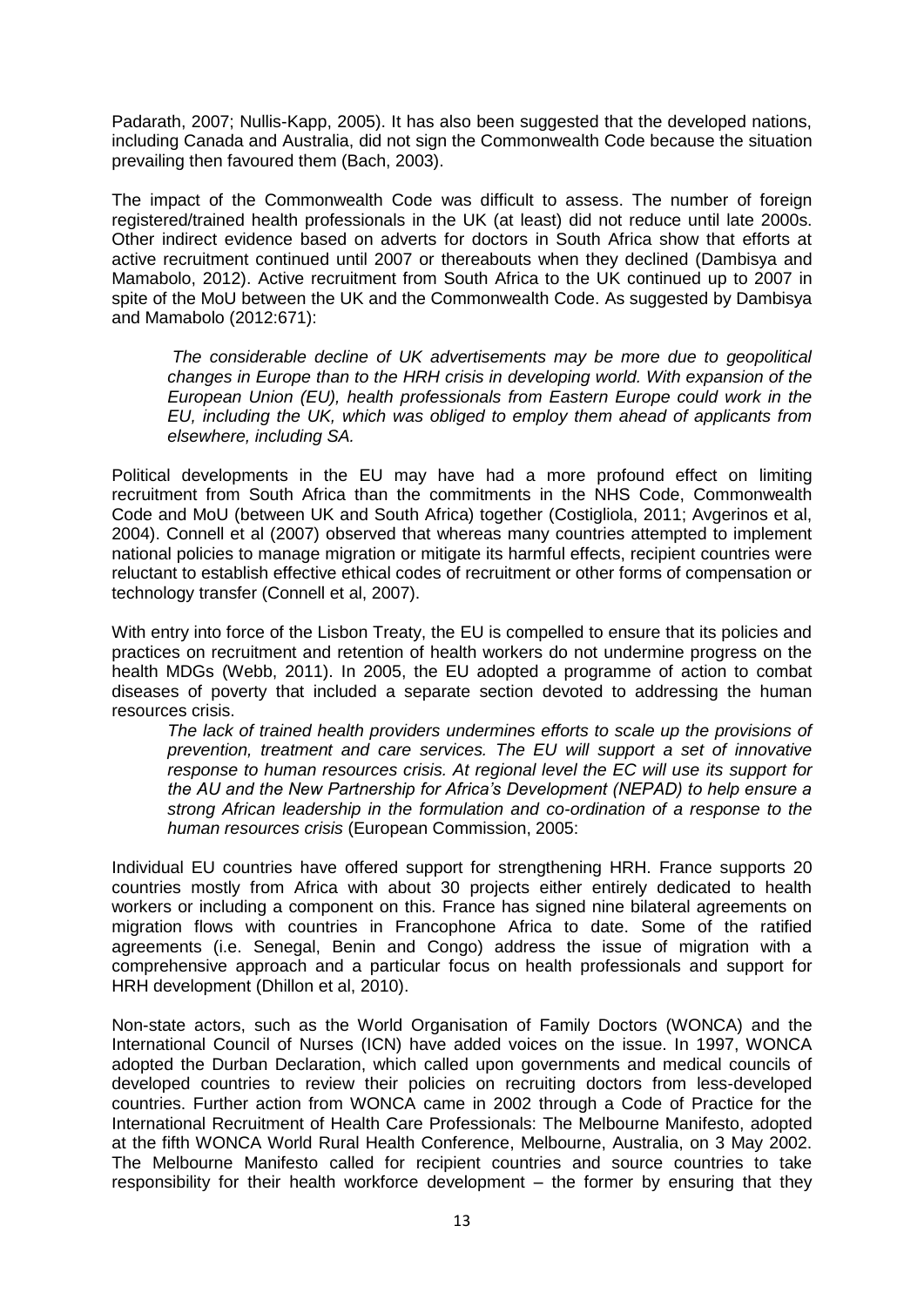Padarath, 2007; Nullis-Kapp, 2005). It has also been suggested that the developed nations, including Canada and Australia, did not sign the Commonwealth Code because the situation prevailing then favoured them (Bach, 2003).

The impact of the Commonwealth Code was difficult to assess. The number of foreign registered/trained health professionals in the UK (at least) did not reduce until late 2000s. Other indirect evidence based on adverts for doctors in South Africa show that efforts at active recruitment continued until 2007 or thereabouts when they declined (Dambisya and Mamabolo, 2012). Active recruitment from South Africa to the UK continued up to 2007 in spite of the MoU between the UK and the Commonwealth Code. As suggested by Dambisya and Mamabolo (2012:671):

> *The considerable decline of UK advertisements may be more due to geopolitical changes in Europe than to the HRH crisis in developing world. With expansion of the European Union (EU), health professionals from Eastern Europe could work in the EU, including the UK, which was obliged to employ them ahead of applicants from elsewhere, including SA.*

Political developments in the EU may have had a more profound effect on limiting recruitment from South Africa than the commitments in the NHS Code, Commonwealth Code and MoU (between UK and South Africa) together (Costigliola, 2011; Avgerinos et al, 2004). Connell et al (2007) observed that whereas many countries attempted to implement national policies to manage migration or mitigate its harmful effects, recipient countries were reluctant to establish effective ethical codes of recruitment or other forms of compensation or technology transfer (Connell et al, 2007).

With entry into force of the Lisbon Treaty, the EU is compelled to ensure that its policies and practices on recruitment and retention of health workers do not undermine progress on the health MDGs (Webb, 2011). In 2005, the EU adopted a programme of action to combat diseases of poverty that included a separate section devoted to addressing the human resources crisis.

> *The lack of trained health providers undermines efforts to scale up the provisions of prevention, treatment and care services. The EU will support a set of innovative response to human resources crisis. At regional level the EC will use its support for the AU and the New Partnership for Africa's Development (NEPAD) to help ensure a strong African leadership in the formulation and co-ordination of a response to the human resources crisis* (European Commission, 2005:

Individual EU countries have offered support for strengthening HRH. France supports 20 countries mostly from Africa with about 30 projects either entirely dedicated to health workers or including a component on this. France has signed nine bilateral agreements on migration flows with countries in Francophone Africa to date. Some of the ratified agreements (i.e. Senegal, Benin and Congo) address the issue of migration with a comprehensive approach and a particular focus on health professionals and support for HRH development (Dhillon et al, 2010).

Non-state actors, such as the World Organisation of Family Doctors (WONCA) and the International Council of Nurses (ICN) have added voices on the issue. In 1997, WONCA adopted the Durban Declaration, which called upon governments and medical councils of developed countries to review their policies on recruiting doctors from less-developed countries. Further action from WONCA came in 2002 through a Code of Practice for the International Recruitment of Health Care Professionals: The Melbourne Manifesto, adopted at the fifth WONCA World Rural Health Conference, Melbourne, Australia, on 3 May 2002. The Melbourne Manifesto called for recipient countries and source countries to take responsibility for their health workforce development – the former by ensuring that they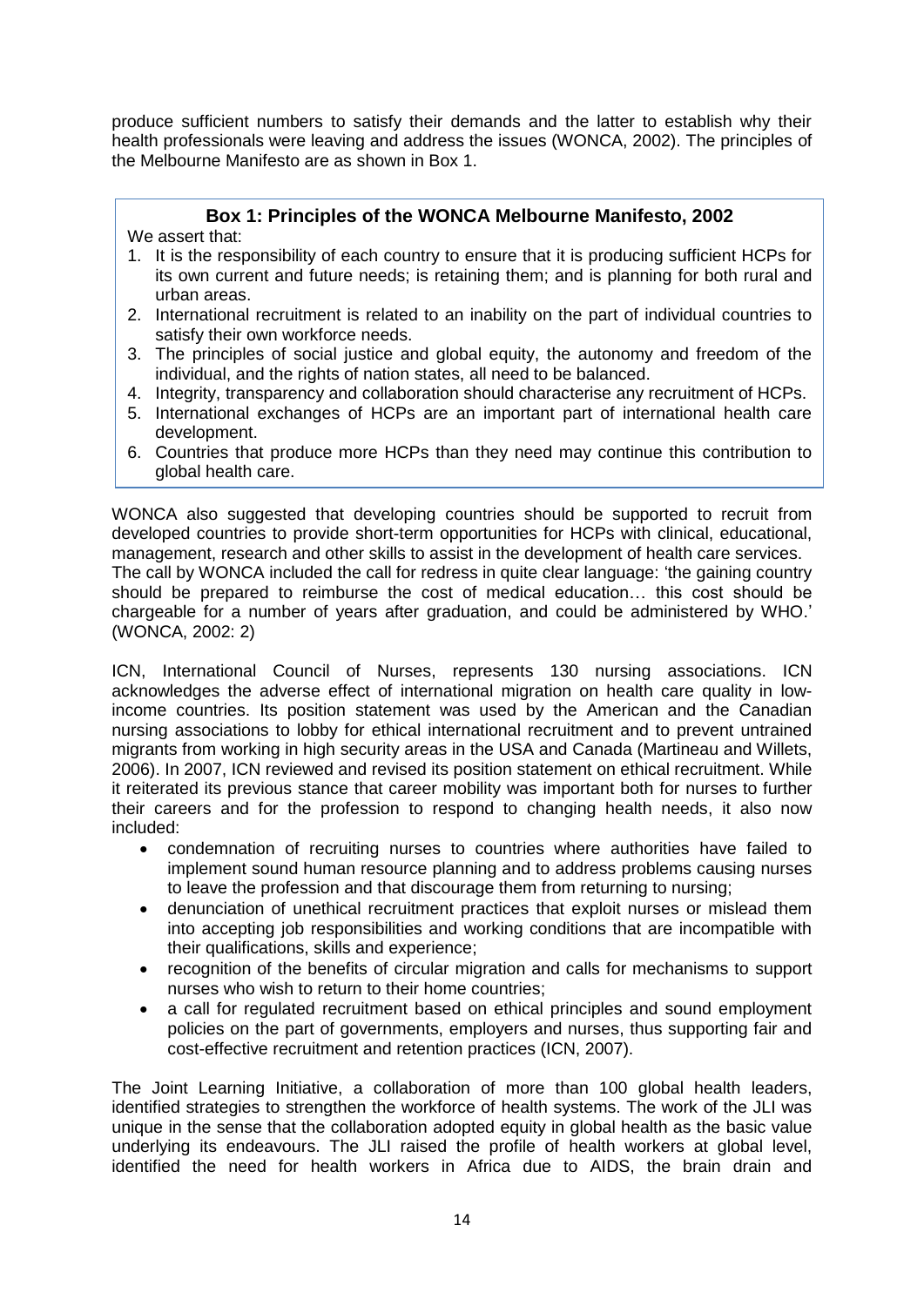produce sufficient numbers to satisfy their demands and the latter to establish why their health professionals were leaving and address the issues (WONCA, 2002). The principles of the Melbourne Manifesto are as shown in Box 1.

**Box 1: Principles of the WONCA Melbourne Manifesto, 2002**

We assert that:

1. It is the responsibility of each country to ensure that it is producing sufficient HCPs for its own current and future needs; is retaining them; and is planning for both rural and urban areas.
2. International recruitment is related to an inability on the part of individual countries to satisfy their own workforce needs.
3. The principles of social justice and global equity, the autonomy and freedom of the individual, and the rights of nation states, all need to be balanced.
4. Integrity, transparency and collaboration should characterise any recruitment of HCPs.
5. International exchanges of HCPs are an important part of international health care development.
6. Countries that produce more HCPs than they need may continue this contribution to global health care.

WONCA also suggested that developing countries should be supported to recruit from developed countries to provide short-term opportunities for HCPs with clinical, educational, management, research and other skills to assist in the development of health care services. The call by WONCA included the call for redress in quite clear language: 'the gaining country should be prepared to reimburse the cost of medical education… this cost should be chargeable for a number of years after graduation, and could be administered by WHO.' (WONCA, 2002: 2)

ICN, International Council of Nurses, represents 130 nursing associations. ICN acknowledges the adverse effect of international migration on health care quality in low-income countries. Its position statement was used by the American and the Canadian nursing associations to lobby for ethical international recruitment and to prevent untrained migrants from working in high security areas in the USA and Canada (Martineau and Willets, 2006). In 2007, ICN reviewed and revised its position statement on ethical recruitment. While it reiterated its previous stance that career mobility was important both for nurses to further their careers and for the profession to respond to changing health needs, it also now included:

- condemnation of recruiting nurses to countries where authorities have failed to implement sound human resource planning and to address problems causing nurses to leave the profession and that discourage them from returning to nursing;
- denunciation of unethical recruitment practices that exploit nurses or mislead them into accepting job responsibilities and working conditions that are incompatible with their qualifications, skills and experience;
- recognition of the benefits of circular migration and calls for mechanisms to support nurses who wish to return to their home countries;
- a call for regulated recruitment based on ethical principles and sound employment policies on the part of governments, employers and nurses, thus supporting fair and cost-effective recruitment and retention practices (ICN, 2007).

The Joint Learning Initiative, a collaboration of more than 100 global health leaders, identified strategies to strengthen the workforce of health systems. The work of the JLI was unique in the sense that the collaboration adopted equity in global health as the basic value underlying its endeavours. The JLI raised the profile of health workers at global level, identified the need for health workers in Africa due to AIDS, the brain drain and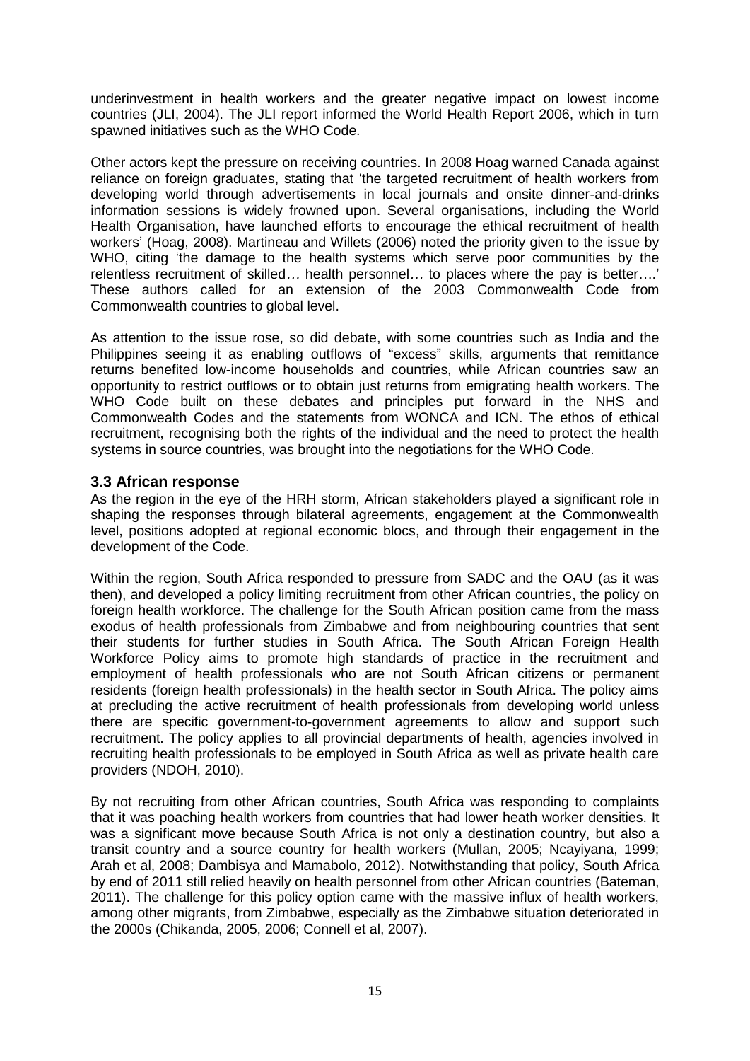underinvestment in health workers and the greater negative impact on lowest income countries (JLI, 2004). The JLI report informed the World Health Report 2006, which in turn spawned initiatives such as the WHO Code.

Other actors kept the pressure on receiving countries. In 2008 Hoag warned Canada against reliance on foreign graduates, stating that 'the targeted recruitment of health workers from developing world through advertisements in local journals and onsite dinner-and-drinks information sessions is widely frowned upon. Several organisations, including the World Health Organisation, have launched efforts to encourage the ethical recruitment of health workers' (Hoag, 2008). Martineau and Willets (2006) noted the priority given to the issue by WHO, citing 'the damage to the health systems which serve poor communities by the relentless recruitment of skilled… health personnel… to places where the pay is better….' These authors called for an extension of the 2003 Commonwealth Code from Commonwealth countries to global level.

As attention to the issue rose, so did debate, with some countries such as India and the Philippines seeing it as enabling outflows of "excess" skills, arguments that remittance returns benefited low-income households and countries, while African countries saw an opportunity to restrict outflows or to obtain just returns from emigrating health workers. The WHO Code built on these debates and principles put forward in the NHS and Commonwealth Codes and the statements from WONCA and ICN. The ethos of ethical recruitment, recognising both the rights of the individual and the need to protect the health systems in source countries, was brought into the negotiations for the WHO Code.

### 3.3 African response

As the region in the eye of the HRH storm, African stakeholders played a significant role in shaping the responses through bilateral agreements, engagement at the Commonwealth level, positions adopted at regional economic blocs, and through their engagement in the development of the Code.

Within the region, South Africa responded to pressure from SADC and the OAU (as it was then), and developed a policy limiting recruitment from other African countries, the policy on foreign health workforce. The challenge for the South African position came from the mass exodus of health professionals from Zimbabwe and from neighbouring countries that sent their students for further studies in South Africa. The South African Foreign Health Workforce Policy aims to promote high standards of practice in the recruitment and employment of health professionals who are not South African citizens or permanent residents (foreign health professionals) in the health sector in South Africa. The policy aims at precluding the active recruitment of health professionals from developing world unless there are specific government-to-government agreements to allow and support such recruitment. The policy applies to all provincial departments of health, agencies involved in recruiting health professionals to be employed in South Africa as well as private health care providers (NDOH, 2010).

By not recruiting from other African countries, South Africa was responding to complaints that it was poaching health workers from countries that had lower heath worker densities. It was a significant move because South Africa is not only a destination country, but also a transit country and a source country for health workers (Mullan, 2005; Ncayiyana, 1999; Arah et al, 2008; Dambisya and Mamabolo, 2012). Notwithstanding that policy, South Africa by end of 2011 still relied heavily on health personnel from other African countries (Bateman, 2011). The challenge for this policy option came with the massive influx of health workers, among other migrants, from Zimbabwe, especially as the Zimbabwe situation deteriorated in the 2000s (Chikanda, 2005, 2006; Connell et al, 2007).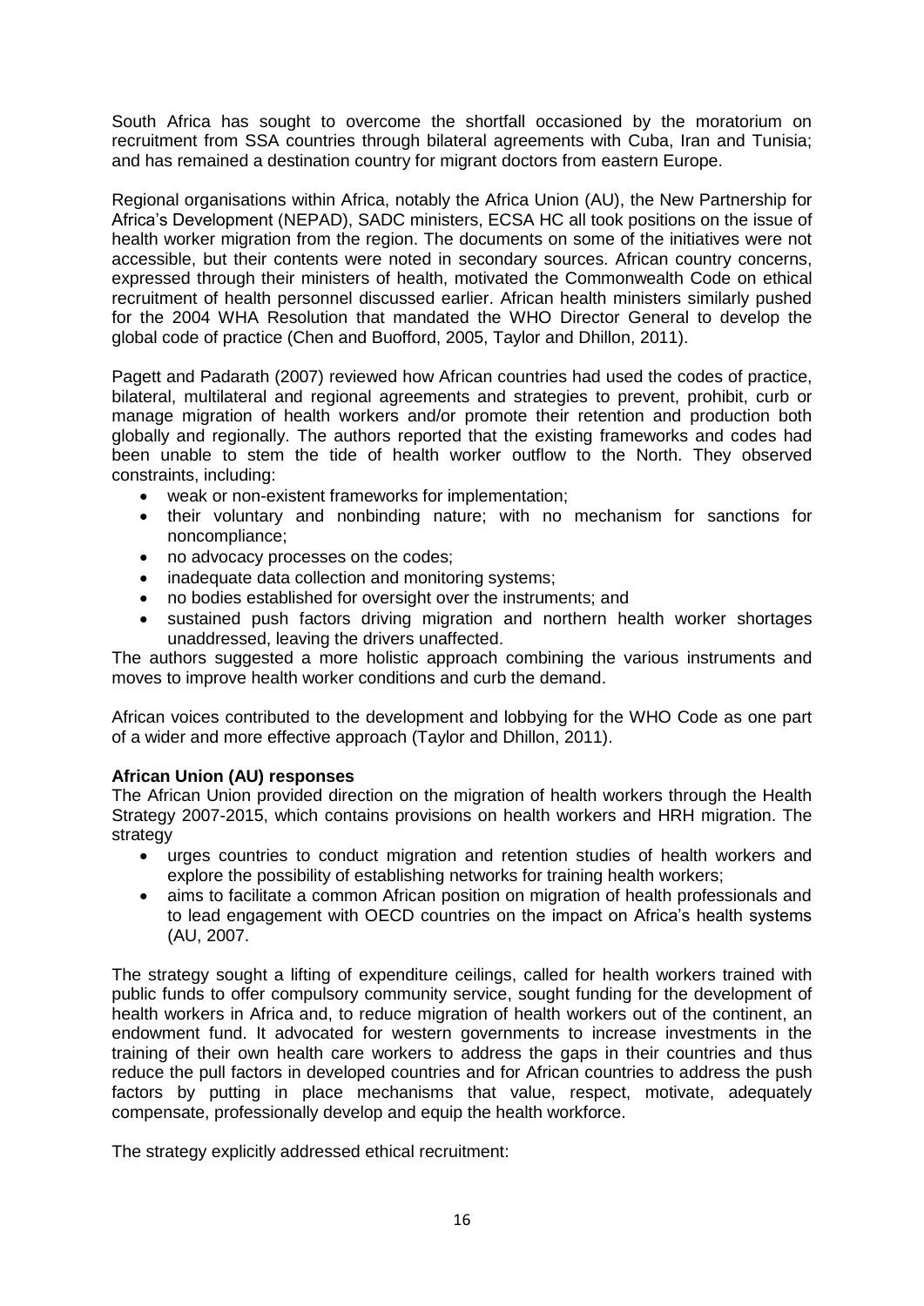South Africa has sought to overcome the shortfall occasioned by the moratorium on recruitment from SSA countries through bilateral agreements with Cuba, Iran and Tunisia; and has remained a destination country for migrant doctors from eastern Europe.

Regional organisations within Africa, notably the Africa Union (AU), the New Partnership for Africa's Development (NEPAD), SADC ministers, ECSA HC all took positions on the issue of health worker migration from the region. The documents on some of the initiatives were not accessible, but their contents were noted in secondary sources. African country concerns, expressed through their ministers of health, motivated the Commonwealth Code on ethical recruitment of health personnel discussed earlier. African health ministers similarly pushed for the 2004 WHA Resolution that mandated the WHO Director General to develop the global code of practice (Chen and Buofford, 2005, Taylor and Dhillon, 2011).

Pagett and Padarath (2007) reviewed how African countries had used the codes of practice, bilateral, multilateral and regional agreements and strategies to prevent, prohibit, curb or manage migration of health workers and/or promote their retention and production both globally and regionally. The authors reported that the existing frameworks and codes had been unable to stem the tide of health worker outflow to the North. They observed constraints, including:

- weak or non-existent frameworks for implementation;
- their voluntary and nonbinding nature; with no mechanism for sanctions for noncompliance;
- no advocacy processes on the codes;
- inadequate data collection and monitoring systems;
- no bodies established for oversight over the instruments; and
- sustained push factors driving migration and northern health worker shortages unaddressed, leaving the drivers unaffected.

The authors suggested a more holistic approach combining the various instruments and moves to improve health worker conditions and curb the demand.

African voices contributed to the development and lobbying for the WHO Code as one part of a wider and more effective approach (Taylor and Dhillon, 2011).

**African Union (AU) responses**

The African Union provided direction on the migration of health workers through the Health Strategy 2007-2015, which contains provisions on health workers and HRH migration. The strategy

- urges countries to conduct migration and retention studies of health workers and explore the possibility of establishing networks for training health workers;
- aims to facilitate a common African position on migration of health professionals and to lead engagement with OECD countries on the impact on Africa's health systems (AU, 2007.

The strategy sought a lifting of expenditure ceilings, called for health workers trained with public funds to offer compulsory community service, sought funding for the development of health workers in Africa and, to reduce migration of health workers out of the continent, an endowment fund. It advocated for western governments to increase investments in the training of their own health care workers to address the gaps in their countries and thus reduce the pull factors in developed countries and for African countries to address the push factors by putting in place mechanisms that value, respect, motivate, adequately compensate, professionally develop and equip the health workforce.

The strategy explicitly addressed ethical recruitment: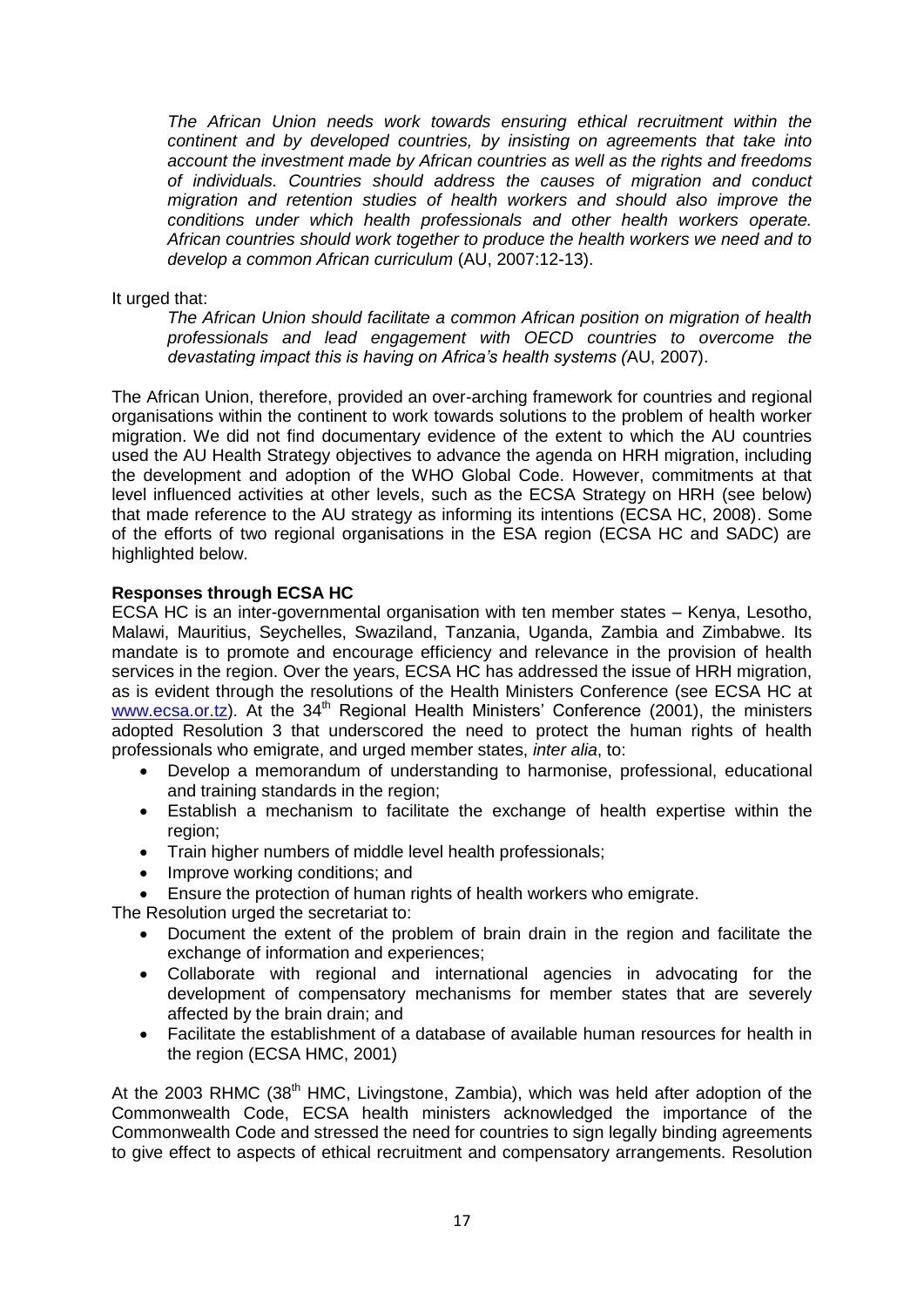> *The African Union needs work towards ensuring ethical recruitment within the continent and by developed countries, by insisting on agreements that take into account the investment made by African countries as well as the rights and freedoms of individuals. Countries should address the causes of migration and conduct migration and retention studies of health workers and should also improve the conditions under which health professionals and other health workers operate. African countries should work together to produce the health workers we need and to develop a common African curriculum* (AU, 2007:12-13).

It urged that:

> *The African Union should facilitate a common African position on migration of health professionals and lead engagement with OECD countries to overcome the devastating impact this is having on Africa's health systems (*AU, 2007).

The African Union, therefore, provided an over-arching framework for countries and regional organisations within the continent to work towards solutions to the problem of health worker migration. We did not find documentary evidence of the extent to which the AU countries used the AU Health Strategy objectives to advance the agenda on HRH migration, including the development and adoption of the WHO Global Code. However, commitments at that level influenced activities at other levels, such as the ECSA Strategy on HRH (see below) that made reference to the AU strategy as informing its intentions (ECSA HC, 2008). Some of the efforts of two regional organisations in the ESA region (ECSA HC and SADC) are highlighted below.

**Responses through ECSA HC**

ECSA HC is an inter-governmental organisation with ten member states – Kenya, Lesotho, Malawi, Mauritius, Seychelles, Swaziland, Tanzania, Uganda, Zambia and Zimbabwe. Its mandate is to promote and encourage efficiency and relevance in the provision of health services in the region. Over the years, ECSA HC has addressed the issue of HRH migration, as is evident through the resolutions of the Health Ministers Conference (see ECSA HC at www.ecsa.or.tz). At the 34th Regional Health Ministers' Conference (2001), the ministers adopted Resolution 3 that underscored the need to protect the human rights of health professionals who emigrate, and urged member states, *inter alia*, to:

- Develop a memorandum of understanding to harmonise, professional, educational and training standards in the region;
- Establish a mechanism to facilitate the exchange of health expertise within the region;
- Train higher numbers of middle level health professionals;
- Improve working conditions; and
- Ensure the protection of human rights of health workers who emigrate.

The Resolution urged the secretariat to:

- Document the extent of the problem of brain drain in the region and facilitate the exchange of information and experiences;
- Collaborate with regional and international agencies in advocating for the development of compensatory mechanisms for member states that are severely affected by the brain drain; and
- Facilitate the establishment of a database of available human resources for health in the region (ECSA HMC, 2001)

At the 2003 RHMC (38th HMC, Livingstone, Zambia), which was held after adoption of the Commonwealth Code, ECSA health ministers acknowledged the importance of the Commonwealth Code and stressed the need for countries to sign legally binding agreements to give effect to aspects of ethical recruitment and compensatory arrangements. Resolution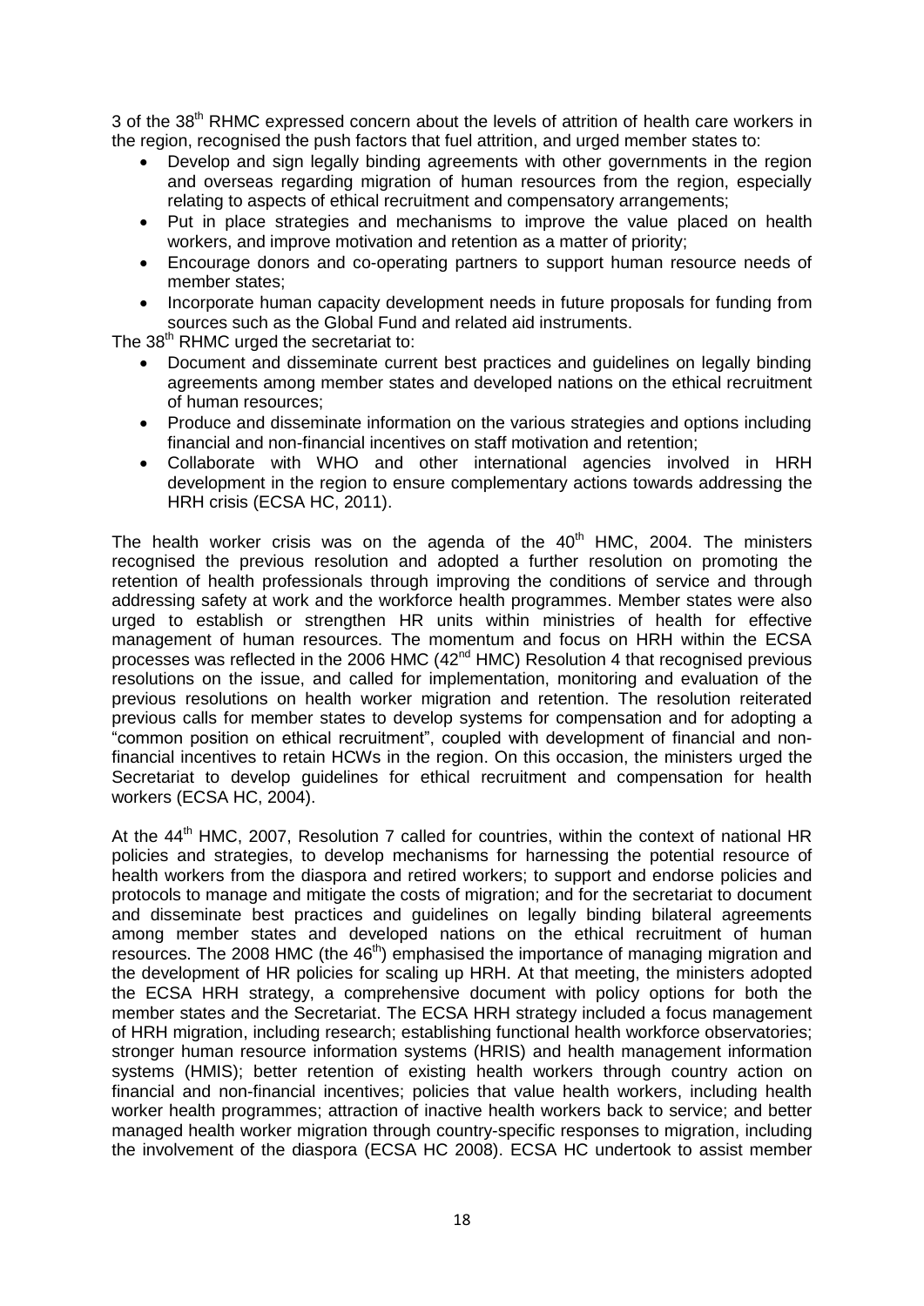3 of the 38th RHMC expressed concern about the levels of attrition of health care workers in the region, recognised the push factors that fuel attrition, and urged member states to:

- Develop and sign legally binding agreements with other governments in the region and overseas regarding migration of human resources from the region, especially relating to aspects of ethical recruitment and compensatory arrangements;
- Put in place strategies and mechanisms to improve the value placed on health workers, and improve motivation and retention as a matter of priority;
- Encourage donors and co-operating partners to support human resource needs of member states;
- Incorporate human capacity development needs in future proposals for funding from sources such as the Global Fund and related aid instruments.

The 38th RHMC urged the secretariat to:

- Document and disseminate current best practices and guidelines on legally binding agreements among member states and developed nations on the ethical recruitment of human resources;
- Produce and disseminate information on the various strategies and options including financial and non-financial incentives on staff motivation and retention;
- Collaborate with WHO and other international agencies involved in HRH development in the region to ensure complementary actions towards addressing the HRH crisis (ECSA HC, 2011).

The health worker crisis was on the agenda of the 40th HMC, 2004. The ministers recognised the previous resolution and adopted a further resolution on promoting the retention of health professionals through improving the conditions of service and through addressing safety at work and the workforce health programmes. Member states were also urged to establish or strengthen HR units within ministries of health for effective management of human resources. The momentum and focus on HRH within the ECSA processes was reflected in the 2006 HMC (42nd HMC) Resolution 4 that recognised previous resolutions on the issue, and called for implementation, monitoring and evaluation of the previous resolutions on health worker migration and retention. The resolution reiterated previous calls for member states to develop systems for compensation and for adopting a "common position on ethical recruitment", coupled with development of financial and non-financial incentives to retain HCWs in the region. On this occasion, the ministers urged the Secretariat to develop guidelines for ethical recruitment and compensation for health workers (ECSA HC, 2004).

At the 44th HMC, 2007, Resolution 7 called for countries, within the context of national HR policies and strategies, to develop mechanisms for harnessing the potential resource of health workers from the diaspora and retired workers; to support and endorse policies and protocols to manage and mitigate the costs of migration; and for the secretariat to document and disseminate best practices and guidelines on legally binding bilateral agreements among member states and developed nations on the ethical recruitment of human resources. The 2008 HMC (the 46th) emphasised the importance of managing migration and the development of HR policies for scaling up HRH. At that meeting, the ministers adopted the ECSA HRH strategy, a comprehensive document with policy options for both the member states and the Secretariat. The ECSA HRH strategy included a focus management of HRH migration, including research; establishing functional health workforce observatories; stronger human resource information systems (HRIS) and health management information systems (HMIS); better retention of existing health workers through country action on financial and non-financial incentives; policies that value health workers, including health worker health programmes; attraction of inactive health workers back to service; and better managed health worker migration through country-specific responses to migration, including the involvement of the diaspora (ECSA HC 2008). ECSA HC undertook to assist member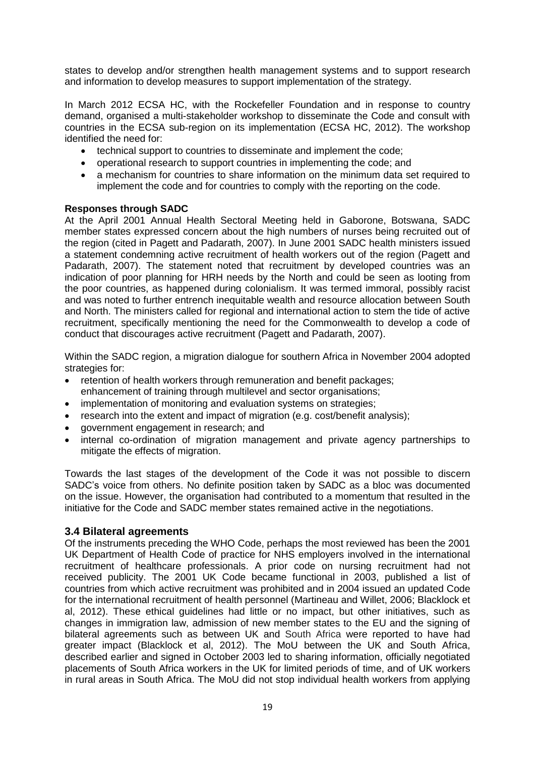states to develop and/or strengthen health management systems and to support research and information to develop measures to support implementation of the strategy.

In March 2012 ECSA HC, with the Rockefeller Foundation and in response to country demand, organised a multi-stakeholder workshop to disseminate the Code and consult with countries in the ECSA sub-region on its implementation (ECSA HC, 2012). The workshop identified the need for:

- technical support to countries to disseminate and implement the code;
- operational research to support countries in implementing the code; and
- a mechanism for countries to share information on the minimum data set required to implement the code and for countries to comply with the reporting on the code.

**Responses through SADC**

At the April 2001 Annual Health Sectoral Meeting held in Gaborone, Botswana, SADC member states expressed concern about the high numbers of nurses being recruited out of the region (cited in Pagett and Padarath, 2007). In June 2001 SADC health ministers issued a statement condemning active recruitment of health workers out of the region (Pagett and Padarath, 2007). The statement noted that recruitment by developed countries was an indication of poor planning for HRH needs by the North and could be seen as looting from the poor countries, as happened during colonialism. It was termed immoral, possibly racist and was noted to further entrench inequitable wealth and resource allocation between South and North. The ministers called for regional and international action to stem the tide of active recruitment, specifically mentioning the need for the Commonwealth to develop a code of conduct that discourages active recruitment (Pagett and Padarath, 2007).

Within the SADC region, a migration dialogue for southern Africa in November 2004 adopted strategies for:

- retention of health workers through remuneration and benefit packages; enhancement of training through multilevel and sector organisations;
- implementation of monitoring and evaluation systems on strategies;
- research into the extent and impact of migration (e.g. cost/benefit analysis);
- government engagement in research; and
- internal co-ordination of migration management and private agency partnerships to mitigate the effects of migration.

Towards the last stages of the development of the Code it was not possible to discern SADC's voice from others. No definite position taken by SADC as a bloc was documented on the issue. However, the organisation had contributed to a momentum that resulted in the initiative for the Code and SADC member states remained active in the negotiations.

## 3.4 Bilateral agreements

Of the instruments preceding the WHO Code, perhaps the most reviewed has been the 2001 UK Department of Health Code of practice for NHS employers involved in the international recruitment of healthcare professionals. A prior code on nursing recruitment had not received publicity. The 2001 UK Code became functional in 2003, published a list of countries from which active recruitment was prohibited and in 2004 issued an updated Code for the international recruitment of health personnel (Martineau and Willet, 2006; Blacklock et al, 2012). These ethical guidelines had little or no impact, but other initiatives, such as changes in immigration law, admission of new member states to the EU and the signing of bilateral agreements such as between UK and South Africa were reported to have had greater impact (Blacklock et al, 2012). The MoU between the UK and South Africa, described earlier and signed in October 2003 led to sharing information, officially negotiated placements of South Africa workers in the UK for limited periods of time, and of UK workers in rural areas in South Africa. The MoU did not stop individual health workers from applying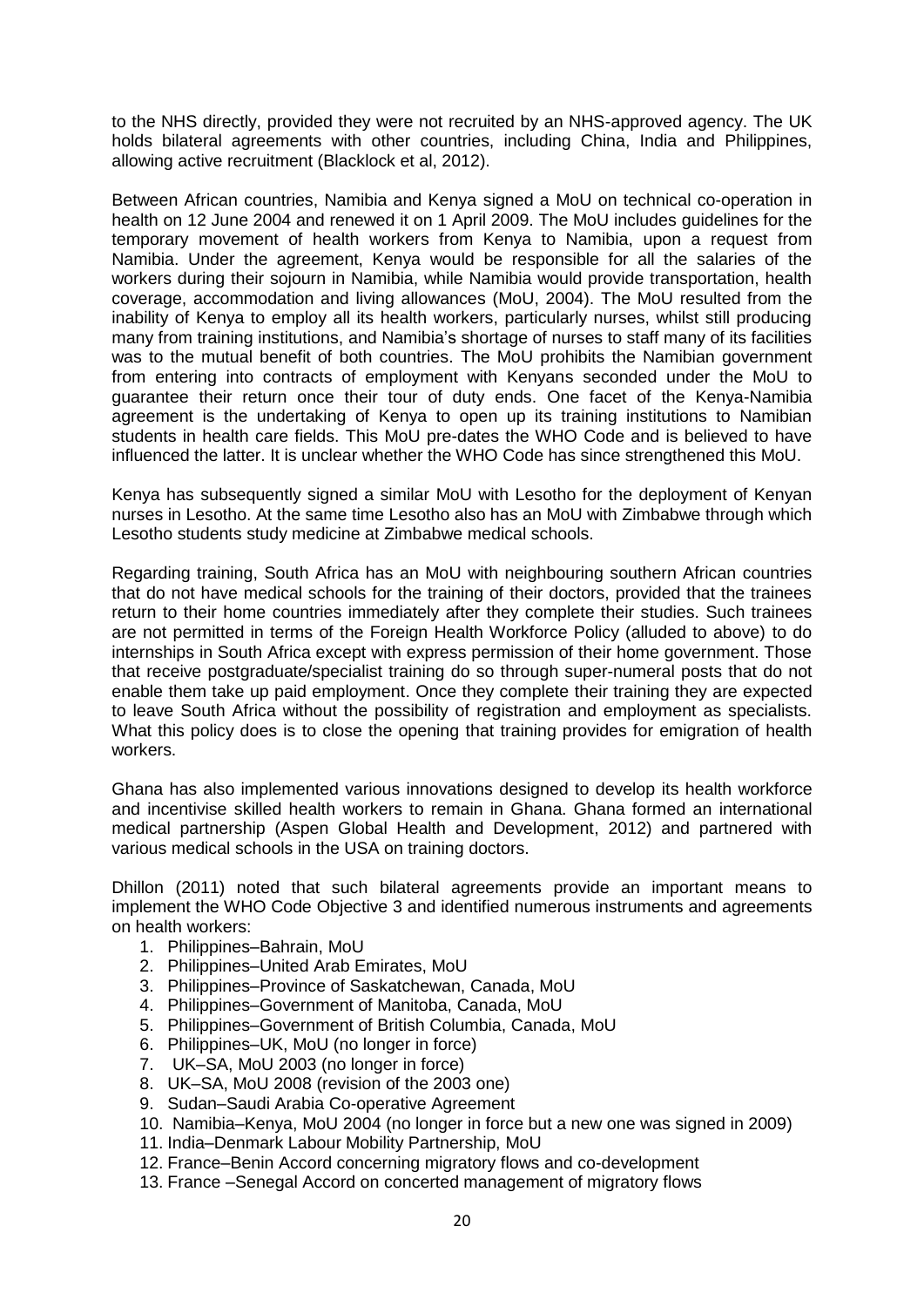to the NHS directly, provided they were not recruited by an NHS-approved agency. The UK holds bilateral agreements with other countries, including China, India and Philippines, allowing active recruitment (Blacklock et al, 2012).

Between African countries, Namibia and Kenya signed a MoU on technical co-operation in health on 12 June 2004 and renewed it on 1 April 2009. The MoU includes guidelines for the temporary movement of health workers from Kenya to Namibia, upon a request from Namibia. Under the agreement, Kenya would be responsible for all the salaries of the workers during their sojourn in Namibia, while Namibia would provide transportation, health coverage, accommodation and living allowances (MoU, 2004). The MoU resulted from the inability of Kenya to employ all its health workers, particularly nurses, whilst still producing many from training institutions, and Namibia's shortage of nurses to staff many of its facilities was to the mutual benefit of both countries. The MoU prohibits the Namibian government from entering into contracts of employment with Kenyans seconded under the MoU to guarantee their return once their tour of duty ends. One facet of the Kenya-Namibia agreement is the undertaking of Kenya to open up its training institutions to Namibian students in health care fields. This MoU pre-dates the WHO Code and is believed to have influenced the latter. It is unclear whether the WHO Code has since strengthened this MoU.

Kenya has subsequently signed a similar MoU with Lesotho for the deployment of Kenyan nurses in Lesotho. At the same time Lesotho also has an MoU with Zimbabwe through which Lesotho students study medicine at Zimbabwe medical schools.

Regarding training, South Africa has an MoU with neighbouring southern African countries that do not have medical schools for the training of their doctors, provided that the trainees return to their home countries immediately after they complete their studies. Such trainees are not permitted in terms of the Foreign Health Workforce Policy (alluded to above) to do internships in South Africa except with express permission of their home government. Those that receive postgraduate/specialist training do so through super-numeral posts that do not enable them take up paid employment. Once they complete their training they are expected to leave South Africa without the possibility of registration and employment as specialists. What this policy does is to close the opening that training provides for emigration of health workers.

Ghana has also implemented various innovations designed to develop its health workforce and incentivise skilled health workers to remain in Ghana. Ghana formed an international medical partnership (Aspen Global Health and Development, 2012) and partnered with various medical schools in the USA on training doctors.

Dhillon (2011) noted that such bilateral agreements provide an important means to implement the WHO Code Objective 3 and identified numerous instruments and agreements on health workers:

1. Philippines–Bahrain, MoU
2. Philippines–United Arab Emirates, MoU
3. Philippines–Province of Saskatchewan, Canada, MoU
4. Philippines–Government of Manitoba, Canada, MoU
5. Philippines–Government of British Columbia, Canada, MoU
6. Philippines–UK, MoU (no longer in force)
7. UK–SA, MoU 2003 (no longer in force)
8. UK–SA, MoU 2008 (revision of the 2003 one)
9. Sudan–Saudi Arabia Co-operative Agreement
10. Namibia–Kenya, MoU 2004 (no longer in force but a new one was signed in 2009)
11. India–Denmark Labour Mobility Partnership, MoU
12. France–Benin Accord concerning migratory flows and co-development
13. France –Senegal Accord on concerted management of migratory flows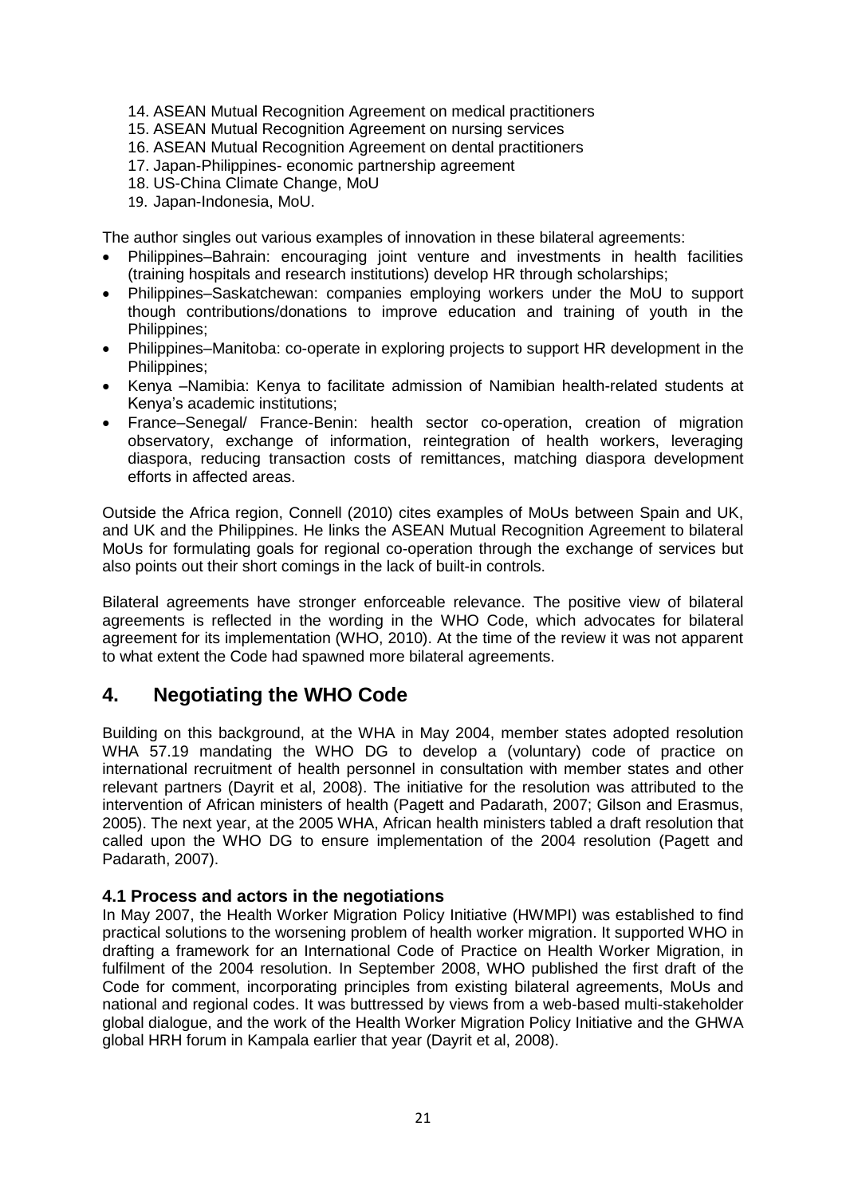14. ASEAN Mutual Recognition Agreement on medical practitioners
15. ASEAN Mutual Recognition Agreement on nursing services
16. ASEAN Mutual Recognition Agreement on dental practitioners
17. Japan-Philippines- economic partnership agreement
18. US-China Climate Change, MoU
19. Japan-Indonesia, MoU.

The author singles out various examples of innovation in these bilateral agreements:

- Philippines–Bahrain: encouraging joint venture and investments in health facilities (training hospitals and research institutions) develop HR through scholarships;
- Philippines–Saskatchewan: companies employing workers under the MoU to support though contributions/donations to improve education and training of youth in the Philippines;
- Philippines–Manitoba: co-operate in exploring projects to support HR development in the Philippines;
- Kenya –Namibia: Kenya to facilitate admission of Namibian health-related students at Kenya's academic institutions;
- France–Senegal/ France-Benin: health sector co-operation, creation of migration observatory, exchange of information, reintegration of health workers, leveraging diaspora, reducing transaction costs of remittances, matching diaspora development efforts in affected areas.

Outside the Africa region, Connell (2010) cites examples of MoUs between Spain and UK, and UK and the Philippines. He links the ASEAN Mutual Recognition Agreement to bilateral MoUs for formulating goals for regional co-operation through the exchange of services but also points out their short comings in the lack of built-in controls.

Bilateral agreements have stronger enforceable relevance. The positive view of bilateral agreements is reflected in the wording in the WHO Code, which advocates for bilateral agreement for its implementation (WHO, 2010). At the time of the review it was not apparent to what extent the Code had spawned more bilateral agreements.

# 4. Negotiating the WHO Code

Building on this background, at the WHA in May 2004, member states adopted resolution WHA 57.19 mandating the WHO DG to develop a (voluntary) code of practice on international recruitment of health personnel in consultation with member states and other relevant partners (Dayrit et al, 2008). The initiative for the resolution was attributed to the intervention of African ministers of health (Pagett and Padarath, 2007; Gilson and Erasmus, 2005). The next year, at the 2005 WHA, African health ministers tabled a draft resolution that called upon the WHO DG to ensure implementation of the 2004 resolution (Pagett and Padarath, 2007).

### 4.1 Process and actors in the negotiations

In May 2007, the Health Worker Migration Policy Initiative (HWMPI) was established to find practical solutions to the worsening problem of health worker migration. It supported WHO in drafting a framework for an International Code of Practice on Health Worker Migration, in fulfilment of the 2004 resolution. In September 2008, WHO published the first draft of the Code for comment, incorporating principles from existing bilateral agreements, MoUs and national and regional codes. It was buttressed by views from a web-based multi-stakeholder global dialogue, and the work of the Health Worker Migration Policy Initiative and the GHWA global HRH forum in Kampala earlier that year (Dayrit et al, 2008).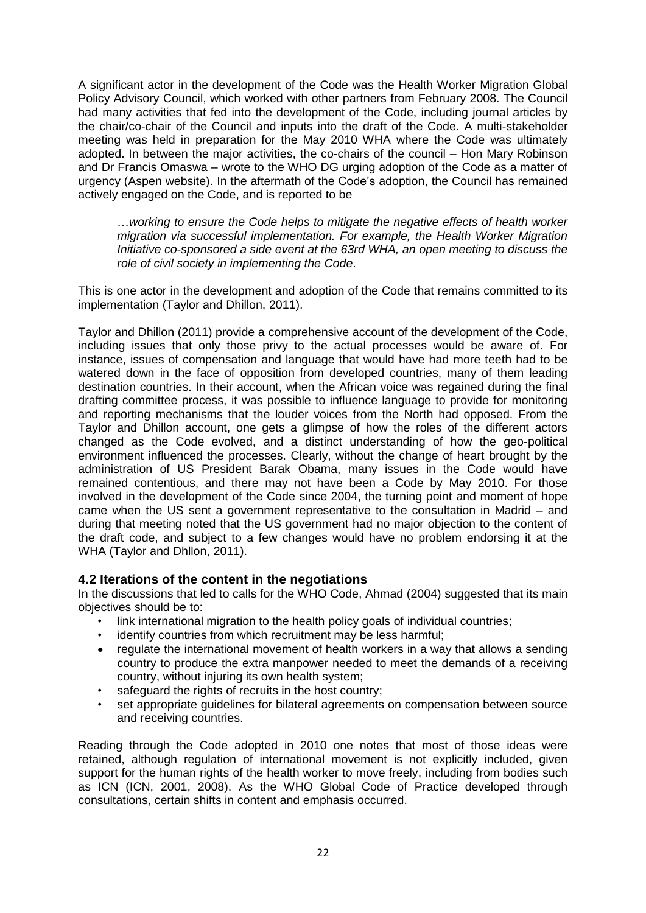A significant actor in the development of the Code was the Health Worker Migration Global Policy Advisory Council, which worked with other partners from February 2008. The Council had many activities that fed into the development of the Code, including journal articles by the chair/co-chair of the Council and inputs into the draft of the Code. A multi-stakeholder meeting was held in preparation for the May 2010 WHA where the Code was ultimately adopted. In between the major activities, the co-chairs of the council – Hon Mary Robinson and Dr Francis Omaswa – wrote to the WHO DG urging adoption of the Code as a matter of urgency (Aspen website). In the aftermath of the Code's adoption, the Council has remained actively engaged on the Code, and is reported to be

> …*working to ensure the Code helps to mitigate the negative effects of health worker migration via successful implementation. For example, the Health Worker Migration Initiative co-sponsored a side event at the 63rd WHA, an open meeting to discuss the role of civil society in implementing the Code*.

This is one actor in the development and adoption of the Code that remains committed to its implementation (Taylor and Dhillon, 2011).

Taylor and Dhillon (2011) provide a comprehensive account of the development of the Code, including issues that only those privy to the actual processes would be aware of. For instance, issues of compensation and language that would have had more teeth had to be watered down in the face of opposition from developed countries, many of them leading destination countries. In their account, when the African voice was regained during the final drafting committee process, it was possible to influence language to provide for monitoring and reporting mechanisms that the louder voices from the North had opposed. From the Taylor and Dhillon account, one gets a glimpse of how the roles of the different actors changed as the Code evolved, and a distinct understanding of how the geo-political environment influenced the processes. Clearly, without the change of heart brought by the administration of US President Barak Obama, many issues in the Code would have remained contentious, and there may not have been a Code by May 2010. For those involved in the development of the Code since 2004, the turning point and moment of hope came when the US sent a government representative to the consultation in Madrid – and during that meeting noted that the US government had no major objection to the content of the draft code, and subject to a few changes would have no problem endorsing it at the WHA (Taylor and Dhllon, 2011).

### 4.2 Iterations of the content in the negotiations

In the discussions that led to calls for the WHO Code, Ahmad (2004) suggested that its main objectives should be to:

- link international migration to the health policy goals of individual countries;
- identify countries from which recruitment may be less harmful;
- regulate the international movement of health workers in a way that allows a sending country to produce the extra manpower needed to meet the demands of a receiving country, without injuring its own health system;
- safeguard the rights of recruits in the host country;
- set appropriate guidelines for bilateral agreements on compensation between source and receiving countries.

Reading through the Code adopted in 2010 one notes that most of those ideas were retained, although regulation of international movement is not explicitly included, given support for the human rights of the health worker to move freely, including from bodies such as ICN (ICN, 2001, 2008). As the WHO Global Code of Practice developed through consultations, certain shifts in content and emphasis occurred.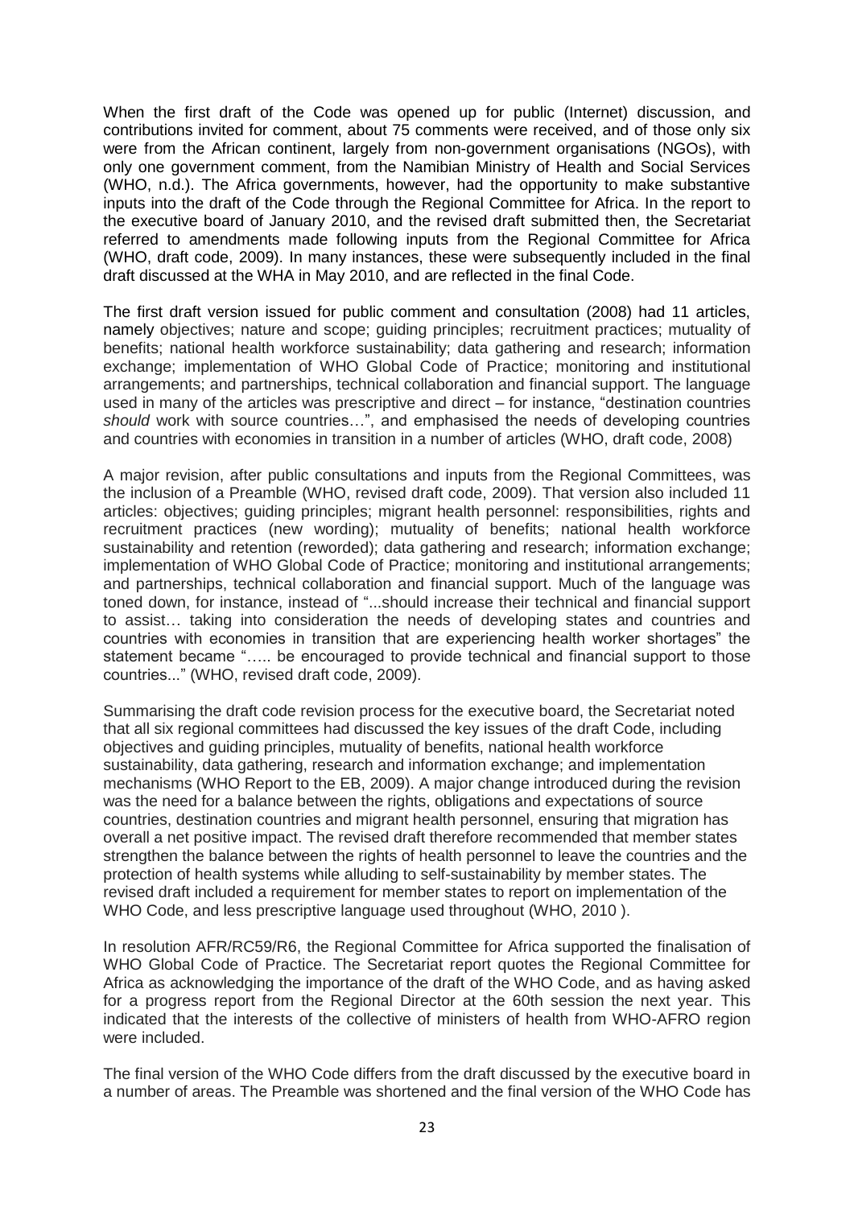When the first draft of the Code was opened up for public (Internet) discussion, and contributions invited for comment, about 75 comments were received, and of those only six were from the African continent, largely from non-government organisations (NGOs), with only one government comment, from the Namibian Ministry of Health and Social Services (WHO, n.d.). The Africa governments, however, had the opportunity to make substantive inputs into the draft of the Code through the Regional Committee for Africa. In the report to the executive board of January 2010, and the revised draft submitted then, the Secretariat referred to amendments made following inputs from the Regional Committee for Africa (WHO, draft code, 2009). In many instances, these were subsequently included in the final draft discussed at the WHA in May 2010, and are reflected in the final Code.

The first draft version issued for public comment and consultation (2008) had 11 articles, namely objectives; nature and scope; guiding principles; recruitment practices; mutuality of benefits; national health workforce sustainability; data gathering and research; information exchange; implementation of WHO Global Code of Practice; monitoring and institutional arrangements; and partnerships, technical collaboration and financial support. The language used in many of the articles was prescriptive and direct – for instance, "destination countries *should* work with source countries…", and emphasised the needs of developing countries and countries with economies in transition in a number of articles (WHO, draft code, 2008)

A major revision, after public consultations and inputs from the Regional Committees, was the inclusion of a Preamble (WHO, revised draft code, 2009). That version also included 11 articles: objectives; guiding principles; migrant health personnel: responsibilities, rights and recruitment practices (new wording); mutuality of benefits; national health workforce sustainability and retention (reworded); data gathering and research; information exchange; implementation of WHO Global Code of Practice; monitoring and institutional arrangements; and partnerships, technical collaboration and financial support. Much of the language was toned down, for instance, instead of "...should increase their technical and financial support to assist… taking into consideration the needs of developing states and countries and countries with economies in transition that are experiencing health worker shortages" the statement became "….. be encouraged to provide technical and financial support to those countries..." (WHO, revised draft code, 2009).

Summarising the draft code revision process for the executive board, the Secretariat noted that all six regional committees had discussed the key issues of the draft Code, including objectives and guiding principles, mutuality of benefits, national health workforce sustainability, data gathering, research and information exchange; and implementation mechanisms (WHO Report to the EB, 2009). A major change introduced during the revision was the need for a balance between the rights, obligations and expectations of source countries, destination countries and migrant health personnel, ensuring that migration has overall a net positive impact. The revised draft therefore recommended that member states strengthen the balance between the rights of health personnel to leave the countries and the protection of health systems while alluding to self-sustainability by member states. The revised draft included a requirement for member states to report on implementation of the WHO Code, and less prescriptive language used throughout (WHO, 2010 ).

In resolution AFR/RC59/R6, the Regional Committee for Africa supported the finalisation of WHO Global Code of Practice. The Secretariat report quotes the Regional Committee for Africa as acknowledging the importance of the draft of the WHO Code, and as having asked for a progress report from the Regional Director at the 60th session the next year. This indicated that the interests of the collective of ministers of health from WHO-AFRO region were included.

The final version of the WHO Code differs from the draft discussed by the executive board in a number of areas. The Preamble was shortened and the final version of the WHO Code has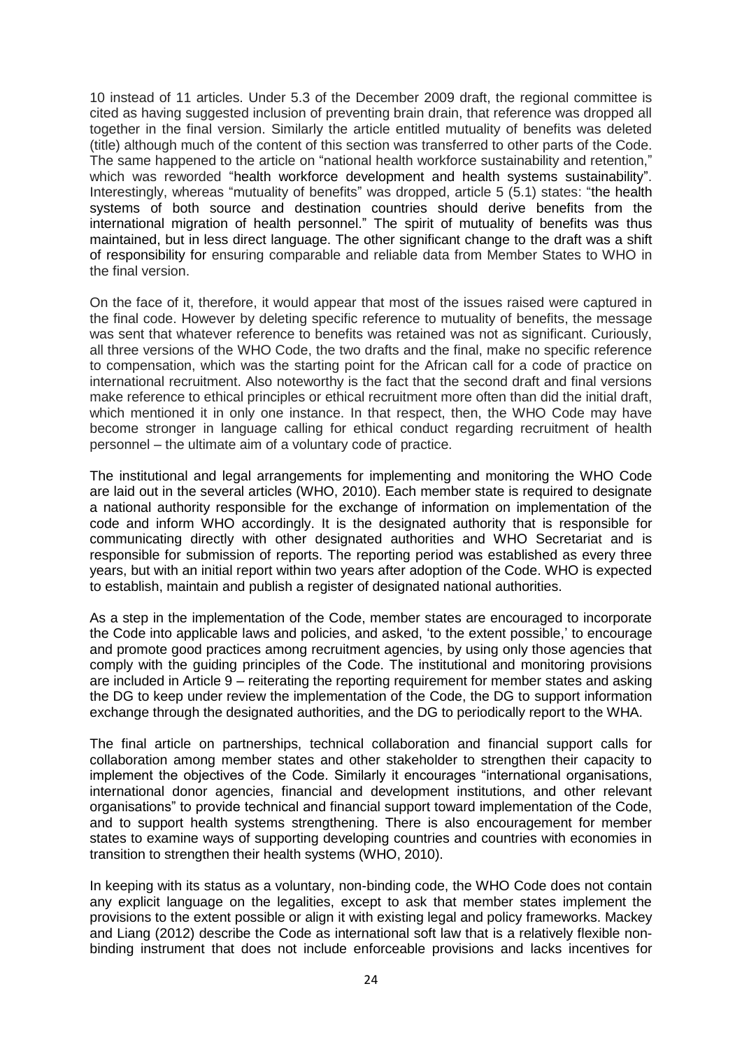10 instead of 11 articles. Under 5.3 of the December 2009 draft, the regional committee is cited as having suggested inclusion of preventing brain drain, that reference was dropped all together in the final version. Similarly the article entitled mutuality of benefits was deleted (title) although much of the content of this section was transferred to other parts of the Code. The same happened to the article on "national health workforce sustainability and retention," which was reworded "health workforce development and health systems sustainability". Interestingly, whereas "mutuality of benefits" was dropped, article 5 (5.1) states: "the health systems of both source and destination countries should derive benefits from the international migration of health personnel." The spirit of mutuality of benefits was thus maintained, but in less direct language. The other significant change to the draft was a shift of responsibility for ensuring comparable and reliable data from Member States to WHO in the final version.

On the face of it, therefore, it would appear that most of the issues raised were captured in the final code. However by deleting specific reference to mutuality of benefits, the message was sent that whatever reference to benefits was retained was not as significant. Curiously, all three versions of the WHO Code, the two drafts and the final, make no specific reference to compensation, which was the starting point for the African call for a code of practice on international recruitment. Also noteworthy is the fact that the second draft and final versions make reference to ethical principles or ethical recruitment more often than did the initial draft, which mentioned it in only one instance. In that respect, then, the WHO Code may have become stronger in language calling for ethical conduct regarding recruitment of health personnel – the ultimate aim of a voluntary code of practice.

The institutional and legal arrangements for implementing and monitoring the WHO Code are laid out in the several articles (WHO, 2010). Each member state is required to designate a national authority responsible for the exchange of information on implementation of the code and inform WHO accordingly. It is the designated authority that is responsible for communicating directly with other designated authorities and WHO Secretariat and is responsible for submission of reports. The reporting period was established as every three years, but with an initial report within two years after adoption of the Code. WHO is expected to establish, maintain and publish a register of designated national authorities.

As a step in the implementation of the Code, member states are encouraged to incorporate the Code into applicable laws and policies, and asked, 'to the extent possible,' to encourage and promote good practices among recruitment agencies, by using only those agencies that comply with the guiding principles of the Code. The institutional and monitoring provisions are included in Article 9 – reiterating the reporting requirement for member states and asking the DG to keep under review the implementation of the Code, the DG to support information exchange through the designated authorities, and the DG to periodically report to the WHA.

The final article on partnerships, technical collaboration and financial support calls for collaboration among member states and other stakeholder to strengthen their capacity to implement the objectives of the Code. Similarly it encourages "international organisations, international donor agencies, financial and development institutions, and other relevant organisations" to provide technical and financial support toward implementation of the Code, and to support health systems strengthening. There is also encouragement for member states to examine ways of supporting developing countries and countries with economies in transition to strengthen their health systems (WHO, 2010).

In keeping with its status as a voluntary, non-binding code, the WHO Code does not contain any explicit language on the legalities, except to ask that member states implement the provisions to the extent possible or align it with existing legal and policy frameworks. Mackey and Liang (2012) describe the Code as international soft law that is a relatively flexible non-binding instrument that does not include enforceable provisions and lacks incentives for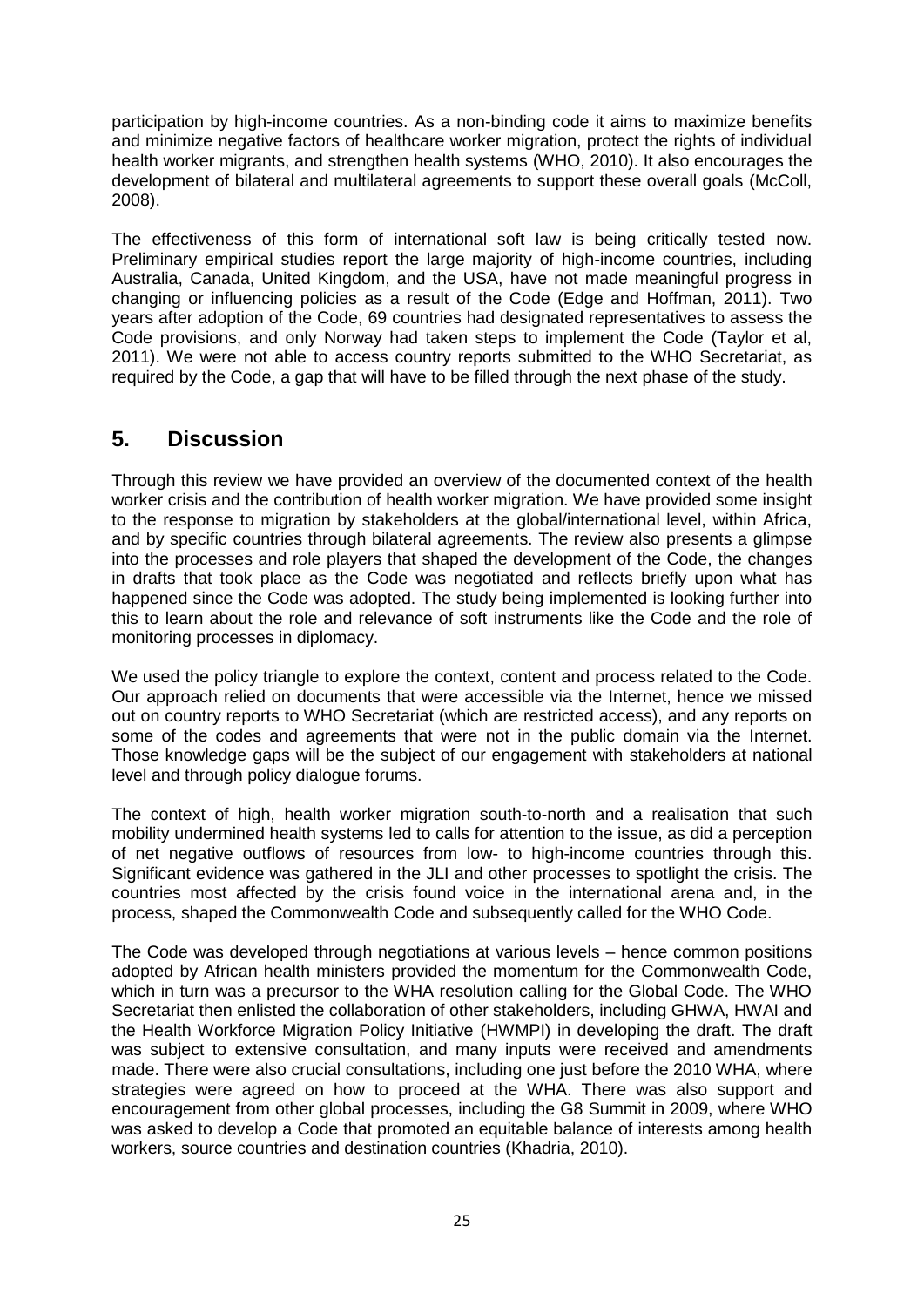participation by high-income countries. As a non-binding code it aims to maximize benefits and minimize negative factors of healthcare worker migration, protect the rights of individual health worker migrants, and strengthen health systems (WHO, 2010). It also encourages the development of bilateral and multilateral agreements to support these overall goals (McColl, 2008).

The effectiveness of this form of international soft law is being critically tested now. Preliminary empirical studies report the large majority of high-income countries, including Australia, Canada, United Kingdom, and the USA, have not made meaningful progress in changing or influencing policies as a result of the Code (Edge and Hoffman, 2011). Two years after adoption of the Code, 69 countries had designated representatives to assess the Code provisions, and only Norway had taken steps to implement the Code (Taylor et al, 2011). We were not able to access country reports submitted to the WHO Secretariat, as required by the Code, a gap that will have to be filled through the next phase of the study.

## 5. Discussion

Through this review we have provided an overview of the documented context of the health worker crisis and the contribution of health worker migration. We have provided some insight to the response to migration by stakeholders at the global/international level, within Africa, and by specific countries through bilateral agreements. The review also presents a glimpse into the processes and role players that shaped the development of the Code, the changes in drafts that took place as the Code was negotiated and reflects briefly upon what has happened since the Code was adopted. The study being implemented is looking further into this to learn about the role and relevance of soft instruments like the Code and the role of monitoring processes in diplomacy.

We used the policy triangle to explore the context, content and process related to the Code. Our approach relied on documents that were accessible via the Internet, hence we missed out on country reports to WHO Secretariat (which are restricted access), and any reports on some of the codes and agreements that were not in the public domain via the Internet. Those knowledge gaps will be the subject of our engagement with stakeholders at national level and through policy dialogue forums.

The context of high, health worker migration south-to-north and a realisation that such mobility undermined health systems led to calls for attention to the issue, as did a perception of net negative outflows of resources from low- to high-income countries through this. Significant evidence was gathered in the JLI and other processes to spotlight the crisis. The countries most affected by the crisis found voice in the international arena and, in the process, shaped the Commonwealth Code and subsequently called for the WHO Code.

The Code was developed through negotiations at various levels – hence common positions adopted by African health ministers provided the momentum for the Commonwealth Code, which in turn was a precursor to the WHA resolution calling for the Global Code. The WHO Secretariat then enlisted the collaboration of other stakeholders, including GHWA, HWAI and the Health Workforce Migration Policy Initiative (HWMPI) in developing the draft. The draft was subject to extensive consultation, and many inputs were received and amendments made. There were also crucial consultations, including one just before the 2010 WHA, where strategies were agreed on how to proceed at the WHA. There was also support and encouragement from other global processes, including the G8 Summit in 2009, where WHO was asked to develop a Code that promoted an equitable balance of interests among health workers, source countries and destination countries (Khadria, 2010).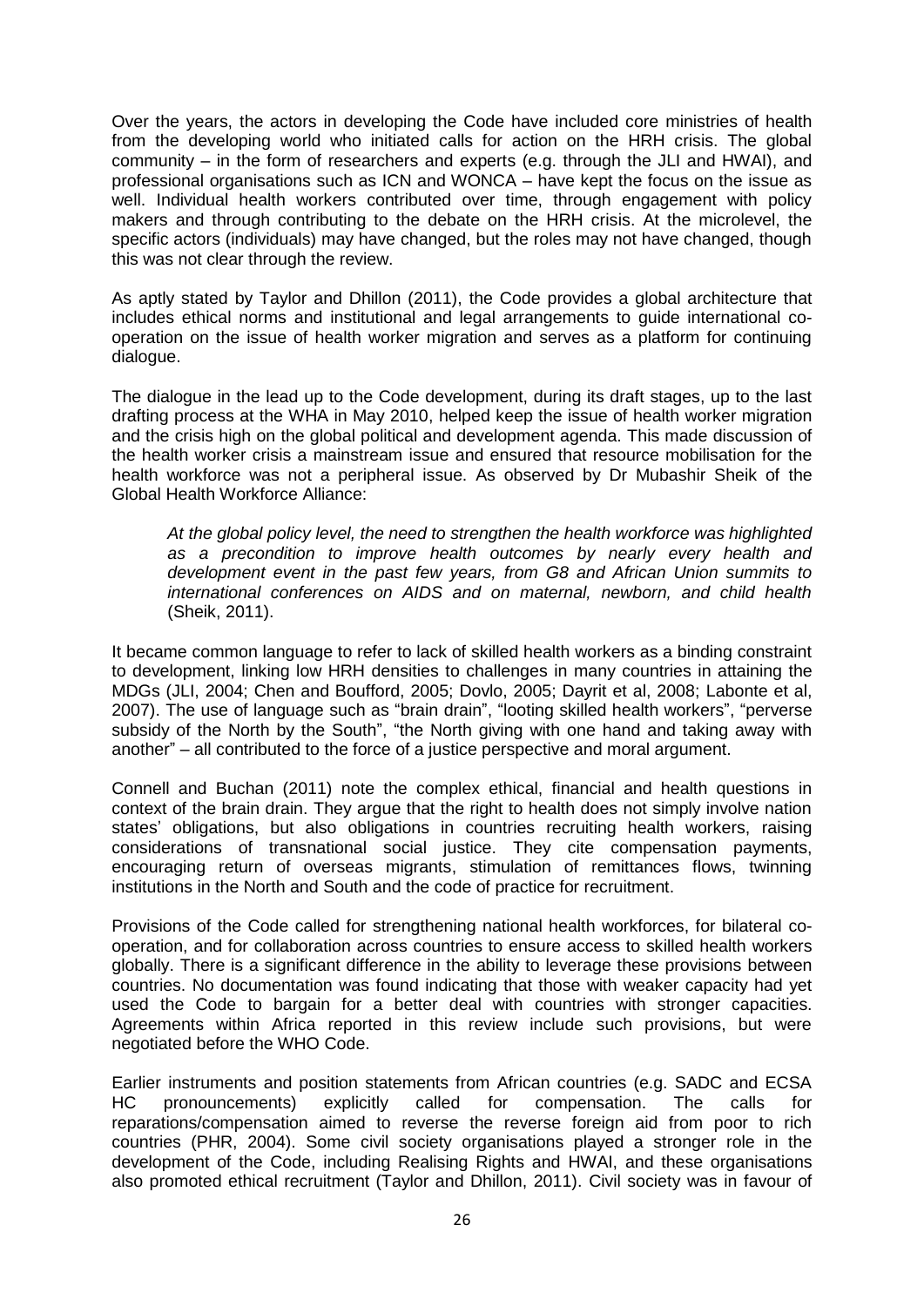Over the years, the actors in developing the Code have included core ministries of health from the developing world who initiated calls for action on the HRH crisis. The global community – in the form of researchers and experts (e.g. through the JLI and HWAI), and professional organisations such as ICN and WONCA – have kept the focus on the issue as well. Individual health workers contributed over time, through engagement with policy makers and through contributing to the debate on the HRH crisis. At the microlevel, the specific actors (individuals) may have changed, but the roles may not have changed, though this was not clear through the review.

As aptly stated by Taylor and Dhillon (2011), the Code provides a global architecture that includes ethical norms and institutional and legal arrangements to guide international co-operation on the issue of health worker migration and serves as a platform for continuing dialogue.

The dialogue in the lead up to the Code development, during its draft stages, up to the last drafting process at the WHA in May 2010, helped keep the issue of health worker migration and the crisis high on the global political and development agenda. This made discussion of the health worker crisis a mainstream issue and ensured that resource mobilisation for the health workforce was not a peripheral issue. As observed by Dr Mubashir Sheik of the Global Health Workforce Alliance:

> *At the global policy level, the need to strengthen the health workforce was highlighted as a precondition to improve health outcomes by nearly every health and development event in the past few years, from G8 and African Union summits to international conferences on AIDS and on maternal, newborn, and child health* (Sheik, 2011).

It became common language to refer to lack of skilled health workers as a binding constraint to development, linking low HRH densities to challenges in many countries in attaining the MDGs (JLI, 2004; Chen and Boufford, 2005; Dovlo, 2005; Dayrit et al, 2008; Labonte et al, 2007). The use of language such as "brain drain", "looting skilled health workers", "perverse subsidy of the North by the South", "the North giving with one hand and taking away with another" – all contributed to the force of a justice perspective and moral argument.

Connell and Buchan (2011) note the complex ethical, financial and health questions in context of the brain drain. They argue that the right to health does not simply involve nation states' obligations, but also obligations in countries recruiting health workers, raising considerations of transnational social justice. They cite compensation payments, encouraging return of overseas migrants, stimulation of remittances flows, twinning institutions in the North and South and the code of practice for recruitment.

Provisions of the Code called for strengthening national health workforces, for bilateral co-operation, and for collaboration across countries to ensure access to skilled health workers globally. There is a significant difference in the ability to leverage these provisions between countries. No documentation was found indicating that those with weaker capacity had yet used the Code to bargain for a better deal with countries with stronger capacities. Agreements within Africa reported in this review include such provisions, but were negotiated before the WHO Code.

Earlier instruments and position statements from African countries (e.g. SADC and ECSA HC pronouncements) explicitly called for compensation. The calls for reparations/compensation aimed to reverse the reverse foreign aid from poor to rich countries (PHR, 2004). Some civil society organisations played a stronger role in the development of the Code, including Realising Rights and HWAI, and these organisations also promoted ethical recruitment (Taylor and Dhillon, 2011). Civil society was in favour of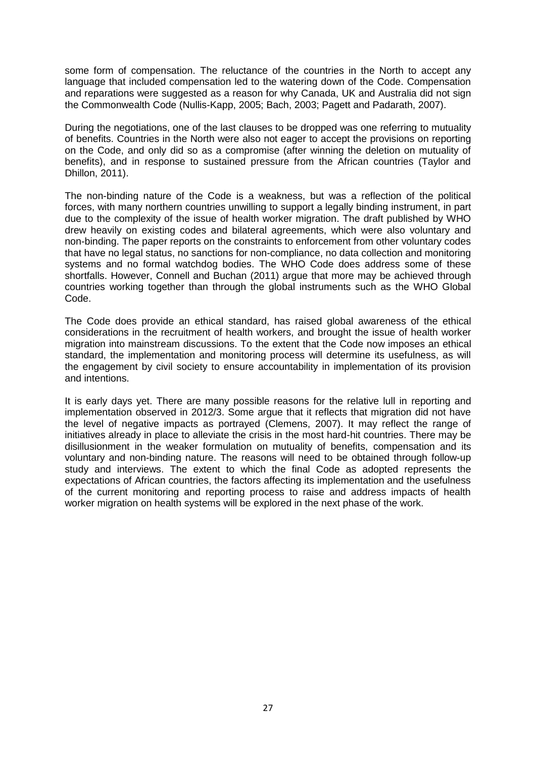some form of compensation. The reluctance of the countries in the North to accept any language that included compensation led to the watering down of the Code. Compensation and reparations were suggested as a reason for why Canada, UK and Australia did not sign the Commonwealth Code (Nullis-Kapp, 2005; Bach, 2003; Pagett and Padarath, 2007).

During the negotiations, one of the last clauses to be dropped was one referring to mutuality of benefits. Countries in the North were also not eager to accept the provisions on reporting on the Code, and only did so as a compromise (after winning the deletion on mutuality of benefits), and in response to sustained pressure from the African countries (Taylor and Dhillon, 2011).

The non-binding nature of the Code is a weakness, but was a reflection of the political forces, with many northern countries unwilling to support a legally binding instrument, in part due to the complexity of the issue of health worker migration. The draft published by WHO drew heavily on existing codes and bilateral agreements, which were also voluntary and non-binding. The paper reports on the constraints to enforcement from other voluntary codes that have no legal status, no sanctions for non-compliance, no data collection and monitoring systems and no formal watchdog bodies. The WHO Code does address some of these shortfalls. However, Connell and Buchan (2011) argue that more may be achieved through countries working together than through the global instruments such as the WHO Global Code.

The Code does provide an ethical standard, has raised global awareness of the ethical considerations in the recruitment of health workers, and brought the issue of health worker migration into mainstream discussions. To the extent that the Code now imposes an ethical standard, the implementation and monitoring process will determine its usefulness, as will the engagement by civil society to ensure accountability in implementation of its provision and intentions.

It is early days yet. There are many possible reasons for the relative lull in reporting and implementation observed in 2012/3. Some argue that it reflects that migration did not have the level of negative impacts as portrayed (Clemens, 2007). It may reflect the range of initiatives already in place to alleviate the crisis in the most hard-hit countries. There may be disillusionment in the weaker formulation on mutuality of benefits, compensation and its voluntary and non-binding nature. The reasons will need to be obtained through follow-up study and interviews. The extent to which the final Code as adopted represents the expectations of African countries, the factors affecting its implementation and the usefulness of the current monitoring and reporting process to raise and address impacts of health worker migration on health systems will be explored in the next phase of the work.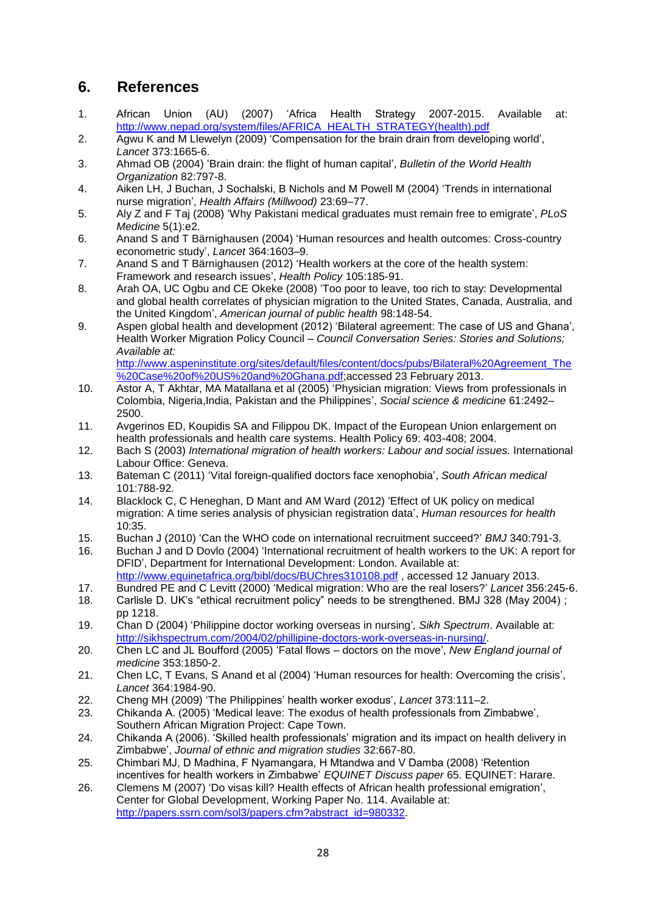## 6. References

1. African Union (AU) (2007) 'Africa Health Strategy 2007-2015. Available at: http://www.nepad.org/system/files/AFRICA_HEALTH_STRATEGY(health).pdf
2. Agwu K and M Llewelyn (2009) 'Compensation for the brain drain from developing world', *Lancet* 373:1665-6.
3. Ahmad OB (2004) 'Brain drain: the flight of human capital', *Bulletin of the World Health Organization* 82:797-8.
4. Aiken LH, J Buchan, J Sochalski, B Nichols and M Powell M (2004) 'Trends in international nurse migration', *Health Affairs (Millwood)* 23:69–77.
5. Aly Z and F Taj (2008) 'Why Pakistani medical graduates must remain free to emigrate', *PLoS Medicine* 5(1):e2.
6. Anand S and T Bärnighausen (2004) 'Human resources and health outcomes: Cross-country econometric study', *Lancet* 364:1603–9.
7. Anand S and T Bärnighausen (2012) 'Health workers at the core of the health system: Framework and research issues', *Health Policy* 105:185-91.
8. Arah OA, UC Ogbu and CE Okeke (2008) 'Too poor to leave, too rich to stay: Developmental and global health correlates of physician migration to the United States, Canada, Australia, and the United Kingdom', *American journal of public health* 98:148-54.
9. Aspen global health and development (2012) 'Bilateral agreement: The case of US and Ghana', Health Worker Migration Policy Council – *Council Conversation Series: Stories and Solutions; Available at:* http://www.aspeninstitute.org/sites/default/files/content/docs/pubs/Bilateral%20Agreement_The%20Case%20of%20US%20and%20Ghana.pdf;accessed 23 February 2013.
10. Astor A, T Akhtar, MA Matallana et al (2005) 'Physician migration: Views from professionals in Colombia, Nigeria,India, Pakistan and the Philippines', *Social science & medicine* 61:2492–2500.
11. Avgerinos ED, Koupidis SA and Filippou DK. Impact of the European Union enlargement on health professionals and health care systems. Health Policy 69: 403-408; 2004.
12. Bach S (2003) *International migration of health workers: Labour and social issues.* International Labour Office: Geneva.
13. Bateman C (2011) 'Vital foreign-qualified doctors face xenophobia', *South African medical* 101:788-92.
14. Blacklock C, C Heneghan, D Mant and AM Ward (2012) 'Effect of UK policy on medical migration: A time series analysis of physician registration data', *Human resources for health* 10:35.
15. Buchan J (2010) 'Can the WHO code on international recruitment succeed?' *BMJ* 340:791-3.
16. Buchan J and D Dovlo (2004) 'International recruitment of health workers to the UK: A report for DFID', Department for International Development: London. Available at: http://www.equinetafrica.org/bibl/docs/BUChres310108.pdf , accessed 12 January 2013.
17. Bundred PE and C Levitt (2000) 'Medical migration: Who are the real losers?' *Lancet* 356:245-6.
18. Carlisle D. UK's "ethical recruitment policy" needs to be strengthened. BMJ 328 (May 2004) ; pp 1218.
19. Chan D (2004) 'Philippine doctor working overseas in nursing', *Sikh Spectrum*. Available at: http://sikhspectrum.com/2004/02/phillipine-doctors-work-overseas-in-nursing/.
20. Chen LC and JL Boufford (2005) 'Fatal flows – doctors on the move', *New England journal of medicine* 353:1850-2.
21. Chen LC, T Evans, S Anand et al (2004) 'Human resources for health: Overcoming the crisis', *Lancet* 364:1984-90.
22. Cheng MH (2009) 'The Philippines' health worker exodus', *Lancet* 373:111–2.
23. Chikanda A. (2005) 'Medical leave: The exodus of health professionals from Zimbabwe', Southern African Migration Project: Cape Town.
24. Chikanda A (2006). 'Skilled health professionals' migration and its impact on health delivery in Zimbabwe', *Journal of ethnic and migration studies* 32:667-80.
25. Chimbari MJ, D Madhina, F Nyamangara, H Mtandwa and V Damba (2008) 'Retention incentives for health workers in Zimbabwe' *EQUINET Discuss paper* 65. EQUINET: Harare.
26. Clemens M (2007) 'Do visas kill? Health effects of African health professional emigration', Center for Global Development, Working Paper No. 114. Available at: http://papers.ssrn.com/sol3/papers.cfm?abstract_id=980332.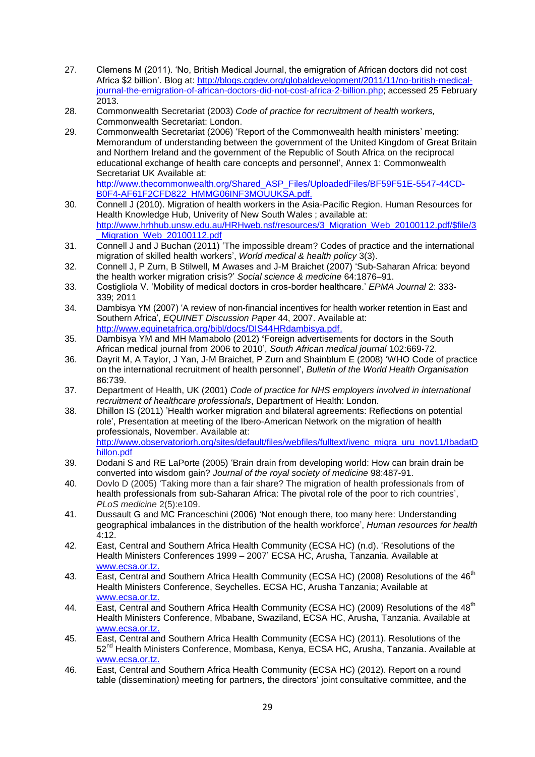27. Clemens M (2011). 'No, British Medical Journal, the emigration of African doctors did not cost Africa $2 billion'. Blog at: http://blogs.cgdev.org/globaldevelopment/2011/11/no-british-medical-journal-the-emigration-of-african-doctors-did-not-cost-africa-2-billion.php; accessed 25 February 2013.
28. Commonwealth Secretariat (2003) *Code of practice for recruitment of health workers,* Commonwealth Secretariat: London.
29. Commonwealth Secretariat (2006) 'Report of the Commonwealth health ministers' meeting: Memorandum of understanding between the government of the United Kingdom of Great Britain and Northern Ireland and the government of the Republic of South Africa on the reciprocal educational exchange of health care concepts and personnel', Annex 1: Commonwealth Secretariat UK Available at: http://www.thecommonwealth.org/Shared_ASP_Files/UploadedFiles/BF59F51E-5547-44CD-B0F4-AF61F2CFD822_HMMG06INF3MOUUKSA.pdf.
30. Connell J (2010). Migration of health workers in the Asia-Pacific Region. Human Resources for Health Knowledge Hub, Univerity of New South Wales ; available at: http://www.hrhhub.unsw.edu.au/HRHweb.nsf/resources/3_Migration_Web_20100112.pdf/$file/3_Migration_Web_20100112.pdf
31. Connell J and J Buchan (2011) 'The impossible dream? Codes of practice and the international migration of skilled health workers', *World medical & health policy* 3(3).
32. Connell J, P Zurn, B Stilwell, M Awases and J-M Braichet (2007) 'Sub-Saharan Africa: beyond the health worker migration crisis?' *Social science & medicine* 64:1876–91.
33. Costigliola V. 'Mobility of medical doctors in cros-border healthcare.' *EPMA Journal* 2: 333-339; 2011
34. Dambisya YM (2007) 'A review of non-financial incentives for health worker retention in East and Southern Africa', *EQUINET Discussion Paper* 44, 2007. Available at: http://www.equinetafrica.org/bibl/docs/DIS44HRdambisya.pdf.
35. Dambisya YM and MH Mamabolo (2012) **'**Foreign advertisements for doctors in the South African medical journal from 2006 to 2010', *South African medical journal* 102:669-72.
36. Dayrit M, A Taylor, J Yan, J-M Braichet, P Zurn and Shainblum E (2008) 'WHO Code of practice on the international recruitment of health personnel', *Bulletin of the World Health Organisation* 86:739.
37. Department of Health, UK (2001) *Code of practice for NHS employers involved in international recruitment of healthcare professionals*, Department of Health: London.
38. Dhillon IS (2011) 'Health worker migration and bilateral agreements: Reflections on potential role', Presentation at meeting of the Ibero-American Network on the migration of health professionals, November. Available at: http://www.observatoriorh.org/sites/default/files/webfiles/fulltext/ivenc_migra_uru_nov11/IbadatDhillon.pdf
39. Dodani S and RE LaPorte (2005) 'Brain drain from developing world: How can brain drain be converted into wisdom gain? *Journal of the royal society of medicine* 98:487-91.
40. Dovlo D (2005) 'Taking more than a fair share? The migration of health professionals from of health professionals from sub-Saharan Africa: The pivotal role of the poor to rich countries', *PLoS medicine* 2(5):e109.
41. Dussault G and MC Franceschini (2006) 'Not enough there, too many here: Understanding geographical imbalances in the distribution of the health workforce', *Human resources for health* 4:12.
42. East, Central and Southern Africa Health Community (ECSA HC) (n.d). 'Resolutions of the Health Ministers Conferences 1999 – 2007' ECSA HC, Arusha, Tanzania. Available at www.ecsa.or.tz.
43. East, Central and Southern Africa Health Community (ECSA HC) (2008) Resolutions of the 46th Health Ministers Conference, Seychelles. ECSA HC, Arusha Tanzania; Available at www.ecsa.or.tz.
44. East, Central and Southern Africa Health Community (ECSA HC) (2009) Resolutions of the 48th Health Ministers Conference, Mbabane, Swaziland, ECSA HC, Arusha, Tanzania. Available at www.ecsa.or.tz.
45. East, Central and Southern Africa Health Community (ECSA HC) (2011). Resolutions of the 52nd Health Ministers Conference, Mombasa, Kenya, ECSA HC, Arusha, Tanzania. Available at www.ecsa.or.tz.
46. East, Central and Southern Africa Health Community (ECSA HC) (2012). Report on a round table (dissemination*)* meeting for partners, the directors' joint consultative committee, and the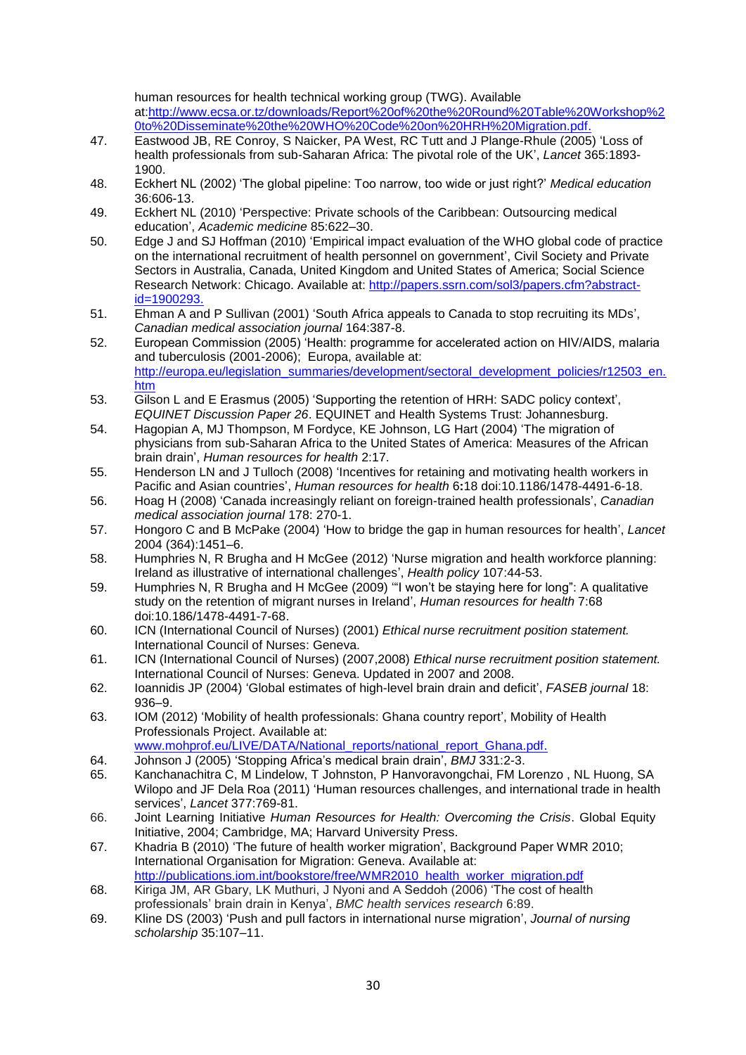human resources for health technical working group (TWG). Available at:http://www.ecsa.or.tz/downloads/Report%20of%20the%20Round%20Table%20Workshop%20to%20Disseminate%20the%20WHO%20Code%20on%20HRH%20Migration.pdf.

47. Eastwood JB, RE Conroy, S Naicker, PA West, RC Tutt and J Plange-Rhule (2005) 'Loss of health professionals from sub-Saharan Africa: The pivotal role of the UK', *Lancet* 365:1893-1900.
48. Eckhert NL (2002) 'The global pipeline: Too narrow, too wide or just right?' *Medical education* 36:606-13.
49. Eckhert NL (2010) 'Perspective: Private schools of the Caribbean: Outsourcing medical education', *Academic medicine* 85:622–30.
50. Edge J and SJ Hoffman (2010) 'Empirical impact evaluation of the WHO global code of practice on the international recruitment of health personnel on government', Civil Society and Private Sectors in Australia, Canada, United Kingdom and United States of America; Social Science Research Network: Chicago. Available at: http://papers.ssrn.com/sol3/papers.cfm?abstract-id=1900293.
51. Ehman A and P Sullivan (2001) 'South Africa appeals to Canada to stop recruiting its MDs', *Canadian medical association journal* 164:387-8.
52. European Commission (2005) 'Health: programme for accelerated action on HIV/AIDS, malaria and tuberculosis (2001-2006); Europa, available at: http://europa.eu/legislation_summaries/development/sectoral_development_policies/r12503_en.htm
53. Gilson L and E Erasmus (2005) 'Supporting the retention of HRH: SADC policy context', *EQUINET Discussion Paper 26*. EQUINET and Health Systems Trust: Johannesburg.
54. Hagopian A, MJ Thompson, M Fordyce, KE Johnson, LG Hart (2004) 'The migration of physicians from sub-Saharan Africa to the United States of America: Measures of the African brain drain', *Human resources for health* 2:17.
55. Henderson LN and J Tulloch (2008) 'Incentives for retaining and motivating health workers in Pacific and Asian countries', *Human resources for health* 6**:**18 doi:10.1186/1478-4491-6-18.
56. Hoag H (2008) 'Canada increasingly reliant on foreign-trained health professionals', *Canadian medical association journal* 178: 270-1.
57. Hongoro C and B McPake (2004) 'How to bridge the gap in human resources for health', *Lancet* 2004 (364):1451–6.
58. Humphries N, R Brugha and H McGee (2012) 'Nurse migration and health workforce planning: Ireland as illustrative of international challenges', *Health policy* 107:44-53.
59. Humphries N, R Brugha and H McGee (2009) '"I won't be staying here for long": A qualitative study on the retention of migrant nurses in Ireland', *Human resources for health* 7:68 doi:10.186/1478-4491-7-68.
60. ICN (International Council of Nurses) (2001) *Ethical nurse recruitment position statement.* International Council of Nurses: Geneva.
61. ICN (International Council of Nurses) (2007,2008) *Ethical nurse recruitment position statement.* International Council of Nurses: Geneva. Updated in 2007 and 2008.
62. Ioannidis JP (2004) 'Global estimates of high-level brain drain and deficit', *FASEB journal* 18: 936–9.
63. IOM (2012) 'Mobility of health professionals: Ghana country report', Mobility of Health Professionals Project. Available at: www.mohprof.eu/LIVE/DATA/National_reports/national_report_Ghana.pdf.
64. Johnson J (2005) 'Stopping Africa's medical brain drain', *BMJ* 331:2-3.
65. Kanchanachitra C, M Lindelow, T Johnston, P Hanvoravongchai, FM Lorenzo , NL Huong, SA Wilopo and JF Dela Roa (2011) 'Human resources challenges, and international trade in health services', *Lancet* 377:769-81.
66. Joint Learning Initiative *Human Resources for Health: Overcoming the Crisis*. Global Equity Initiative, 2004; Cambridge, MA; Harvard University Press.
67. Khadria B (2010) 'The future of health worker migration', Background Paper WMR 2010; International Organisation for Migration: Geneva. Available at: http://publications.iom.int/bookstore/free/WMR2010_health_worker_migration.pdf
68. Kiriga JM, AR Gbary, LK Muthuri, J Nyoni and A Seddoh (2006) 'The cost of health professionals' brain drain in Kenya', *BMC health services research* 6:89.
69. Kline DS (2003) 'Push and pull factors in international nurse migration', *Journal of nursing scholarship* 35:107–11.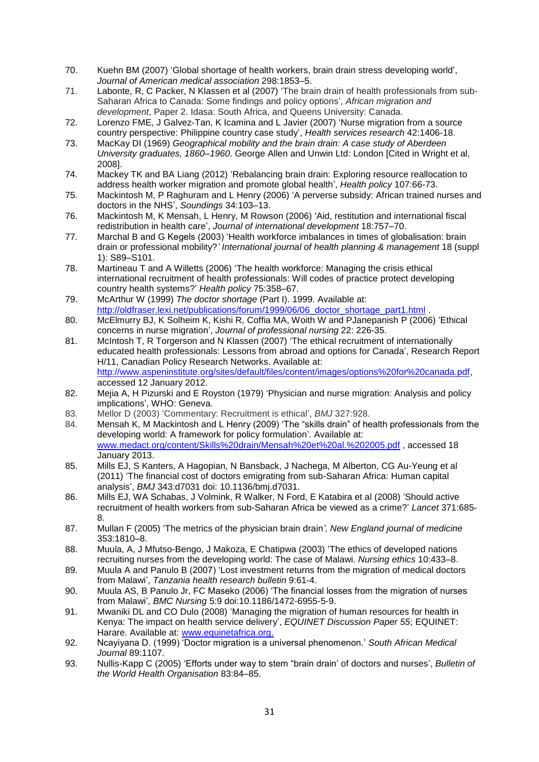70. Kuehn BM (2007) 'Global shortage of health workers, brain drain stress developing world', *Journal of American medical association* 298:1853–5.
71. Labonte, R, C Packer, N Klassen et al (2007) 'The brain drain of health professionals from sub-Saharan Africa to Canada: Some findings and policy options', *African migration and development*, Paper 2. Idasa: South Africa, and Queens University: Canada.
72. Lorenzo FME, J Galvez-Tan, K Icamina and L Javier (2007) 'Nurse migration from a source country perspective: Philippine country case study', *Health services research* 42:1406-18.
73. MacKay DI (1969) *Geographical mobility and the brain drain: A case study of Aberdeen University graduates, 1860–1960*. George Allen and Unwin Ltd: London [Cited in Wright et al, 2008].
74. Mackey TK and BA Liang (2012) 'Rebalancing brain drain: Exploring resource reallocation to address health worker migration and promote global health', *Health policy* 107:66-73.
75. Mackintosh M, P Raghuram and L Henry (2006) 'A perverse subsidy: African trained nurses and doctors in the NHS', *Soundings* 34:103–13.
76. Mackintosh M, K Mensah, L Henry, M Rowson (2006) 'Aid, restitution and international fiscal redistribution in health care', *Journal of international development* 18:757–70.
77. Marchal B and G Kegels (2003) 'Health workforce imbalances in times of globalisation: brain drain or professional mobility?' *International journal of health planning & management* 18 (suppl 1): S89–S101.
78. Martineau T and A Willetts (2006) 'The health workforce: Managing the crisis ethical international recruitment of health professionals: Will codes of practice protect developing country health systems?' *Health policy* 75:358–67.
79. McArthur W (1999) *The doctor shortage* (Part I). 1999. Available at: http://oldfraser.lexi.net/publications/forum/1999/06/06_doctor_shortage_part1.html .
80. McElmurry BJ, K Solheim K, Kishi R, Coffia MA, Woith W and PJanepanish P (2006) 'Ethical concerns in nurse migration', *Journal of professional nursing* 22: 226-35.
81. McIntosh T, R Torgerson and N Klassen (2007) 'The ethical recruitment of internationally educated health professionals: Lessons from abroad and options for Canada', Research Report H/11, Canadian Policy Research Networks. Available at: http://www.aspeninstitute.org/sites/default/files/content/images/options%20for%20canada.pdf, accessed 12 January 2012.
82. Mejia A, H Pizurski and E Royston (1979) 'Physician and nurse migration: Analysis and policy implications', WHO: Geneva.
83. Mellor D (2003) 'Commentary: Recruitment is ethical', *BMJ* 327:928.
84. Mensah K, M Mackintosh and L Henry (2009) 'The "skills drain" of health professionals from the developing world: A framework for policy formulation'. Available at: www.medact.org/content/Skills%20drain/Mensah%20et%20al.%202005.pdf , accessed 18 January 2013.
85. Mills EJ, S Kanters, A Hagopian, N Bansback, J Nachega, M Alberton, CG Au-Yeung et al (2011) 'The financial cost of doctors emigrating from sub-Saharan Africa: Human capital analysis', *BMJ* 343:d7031 doi: 10.1136/bmj.d7031.
86. Mills EJ, WA Schabas, J Volmink, R Walker, N Ford, E Katabira et al (2008) 'Should active recruitment of health workers from sub-Saharan Africa be viewed as a crime?' *Lancet* 371:685-8.
87. Mullan F (2005) 'The metrics of the physician brain drain', *New England journal of medicine* 353:1810–8.
88. Muula, A, J Mfutso-Bengo, J Makoza, E Chatipwa (2003) 'The ethics of developed nations recruiting nurses from the developing world: The case of Malawi. *Nursing ethics* 10:433–8.
89. Muula A and Panulo B (2007) 'Lost investment returns from the migration of medical doctors from Malawi', *Tanzania health research bulletin* 9:61-4.
90. Muula AS, B Panulo Jr, FC Maseko (2006) 'The financial losses from the migration of nurses from Malawi', *BMC Nursing* 5:9 doi:10.1186/1472-6955-5-9.
91. Mwaniki DL and CO Dulo (2008) 'Managing the migration of human resources for health in Kenya: The impact on health service delivery', *EQUINET Discussion Paper 55*; EQUINET: Harare. Available at: www.equinetafrica.org.
92. Ncayiyana D. (1999) 'Doctor migration is a universal phenomenon.' *South African Medical Journal* 89:1107.
93. Nullis-Kapp C (2005) 'Efforts under way to stem "brain drain' of doctors and nurses', *Bulletin of the World Health Organisation* 83:84–85.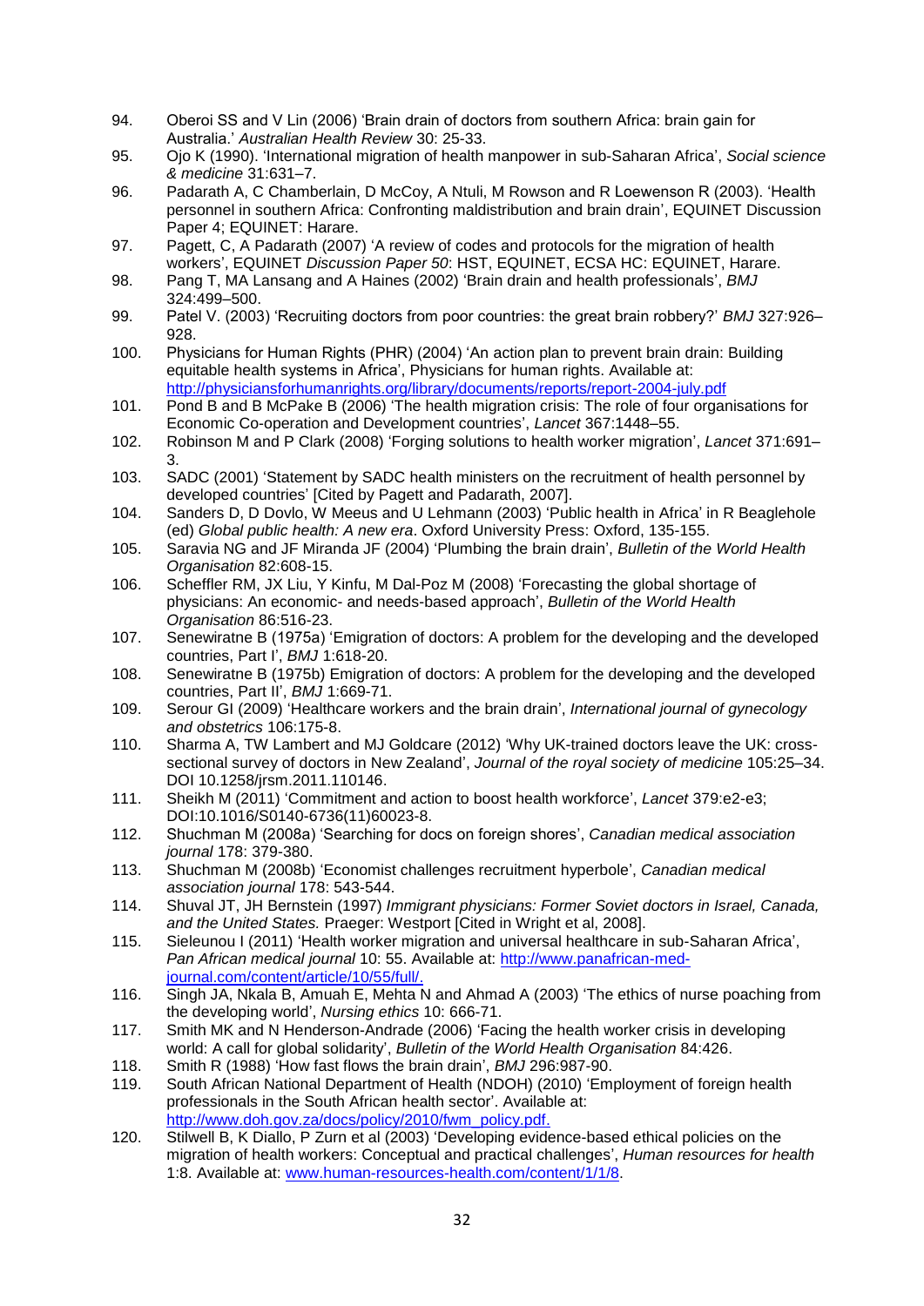94. Oberoi SS and V Lin (2006) 'Brain drain of doctors from southern Africa: brain gain for Australia.' *Australian Health Review* 30: 25-33.
95. Ojo K (1990). 'International migration of health manpower in sub-Saharan Africa', *Social science & medicine* 31:631–7.
96. Padarath A, C Chamberlain, D McCoy, A Ntuli, M Rowson and R Loewenson R (2003). 'Health personnel in southern Africa: Confronting maldistribution and brain drain', EQUINET Discussion Paper 4; EQUINET: Harare.
97. Pagett, C, A Padarath (2007) 'A review of codes and protocols for the migration of health workers', EQUINET *Discussion Paper 50*: HST, EQUINET, ECSA HC: EQUINET, Harare.
98. Pang T, MA Lansang and A Haines (2002) 'Brain drain and health professionals', *BMJ* 324:499–500.
99. Patel V. (2003) 'Recruiting doctors from poor countries: the great brain robbery?' *BMJ* 327:926–928.
100. Physicians for Human Rights (PHR) (2004) 'An action plan to prevent brain drain: Building equitable health systems in Africa', Physicians for human rights. Available at: http://physiciansforhumanrights.org/library/documents/reports/report-2004-july.pdf
101. Pond B and B McPake B (2006) 'The health migration crisis: The role of four organisations for Economic Co-operation and Development countries', *Lancet* 367:1448–55.
102. Robinson M and P Clark (2008) 'Forging solutions to health worker migration', *Lancet* 371:691–3.
103. SADC (2001) 'Statement by SADC health ministers on the recruitment of health personnel by developed countries' [Cited by Pagett and Padarath, 2007].
104. Sanders D, D Dovlo, W Meeus and U Lehmann (2003) 'Public health in Africa' in R Beaglehole (ed) *Global public health: A new era*. Oxford University Press: Oxford, 135-155.
105. Saravia NG and JF Miranda JF (2004) 'Plumbing the brain drain', *Bulletin of the World Health Organisation* 82:608-15.
106. Scheffler RM, JX Liu, Y Kinfu, M Dal-Poz M (2008) 'Forecasting the global shortage of physicians: An economic- and needs-based approach', *Bulletin of the World Health Organisation* 86:516-23.
107. Senewiratne B (1975a) 'Emigration of doctors: A problem for the developing and the developed countries, Part I', *BMJ* 1:618-20.
108. Senewiratne B (1975b) Emigration of doctors: A problem for the developing and the developed countries, Part II', *BMJ* 1:669-71.
109. Serour GI (2009) 'Healthcare workers and the brain drain', *International journal of gynecology and obstetrics* 106:175-8.
110. Sharma A, TW Lambert and MJ Goldcare (2012) 'Why UK-trained doctors leave the UK: cross-sectional survey of doctors in New Zealand', *Journal of the royal society of medicine* 105:25–34. DOI 10.1258/jrsm.2011.110146.
111. Sheikh M (2011) 'Commitment and action to boost health workforce', *Lancet* 379:e2-e3; DOI:10.1016/S0140-6736(11)60023-8.
112. Shuchman M (2008a) 'Searching for docs on foreign shores', *Canadian medical association journal* 178: 379-380.
113. Shuchman M (2008b) 'Economist challenges recruitment hyperbole', *Canadian medical association journal* 178: 543-544.
114. Shuval JT, JH Bernstein (1997) *Immigrant physicians: Former Soviet doctors in Israel, Canada, and the United States.* Praeger: Westport [Cited in Wright et al, 2008].
115. Sieleunou I (2011) 'Health worker migration and universal healthcare in sub-Saharan Africa', *Pan African medical journal* 10: 55. Available at: http://www.panafrican-med-journal.com/content/article/10/55/full/.
116. Singh JA, Nkala B, Amuah E, Mehta N and Ahmad A (2003) 'The ethics of nurse poaching from the developing world', *Nursing ethics* 10: 666-71.
117. Smith MK and N Henderson-Andrade (2006) 'Facing the health worker crisis in developing world: A call for global solidarity', *Bulletin of the World Health Organisation* 84:426.
118. Smith R (1988) 'How fast flows the brain drain', *BMJ* 296:987-90.
119. South African National Department of Health (NDOH) (2010) 'Employment of foreign health professionals in the South African health sector'. Available at: http://www.doh.gov.za/docs/policy/2010/fwm_policy.pdf.
120. Stilwell B, K Diallo, P Zurn et al (2003) 'Developing evidence-based ethical policies on the migration of health workers: Conceptual and practical challenges', *Human resources for health* 1:8. Available at: www.human-resources-health.com/content/1/1/8.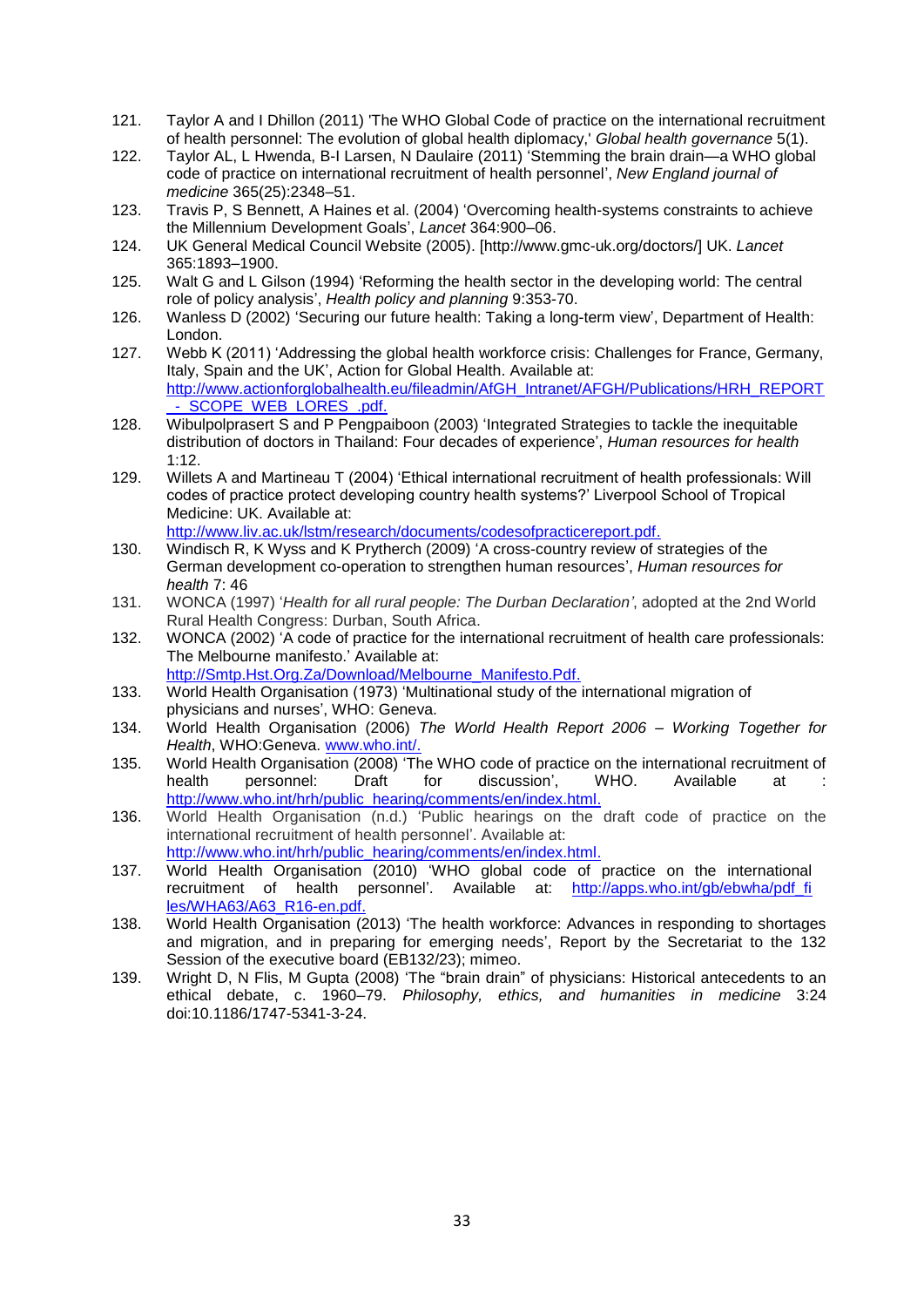121. Taylor A and I Dhillon (2011) 'The WHO Global Code of practice on the international recruitment of health personnel: The evolution of global health diplomacy,' *Global health governance* 5(1).
122. Taylor AL, L Hwenda, B-I Larsen, N Daulaire (2011) 'Stemming the brain drain—a WHO global code of practice on international recruitment of health personnel', *New England journal of medicine* 365(25):2348–51.
123. Travis P, S Bennett, A Haines et al. (2004) 'Overcoming health-systems constraints to achieve the Millennium Development Goals', *Lancet* 364:900–06.
124. UK General Medical Council Website (2005). [http://www.gmc-uk.org/doctors/] UK. *Lancet* 365:1893–1900.
125. Walt G and L Gilson (1994) 'Reforming the health sector in the developing world: The central role of policy analysis', *Health policy and planning* 9:353-70.
126. Wanless D (2002) 'Securing our future health: Taking a long-term view', Department of Health: London.
127. Webb K (2011) 'Addressing the global health workforce crisis: Challenges for France, Germany, Italy, Spain and the UK', Action for Global Health. Available at: http://www.actionforglobalhealth.eu/fileadmin/AfGH_Intranet/AFGH/Publications/HRH_REPORT_-_SCOPE_WEB_LORES_.pdf.
128. Wibulpolprasert S and P Pengpaiboon (2003) 'Integrated Strategies to tackle the inequitable distribution of doctors in Thailand: Four decades of experience', *Human resources for health* 1:12.
129. Willets A and Martineau T (2004) 'Ethical international recruitment of health professionals: Will codes of practice protect developing country health systems?' Liverpool School of Tropical Medicine: UK. Available at: http://www.liv.ac.uk/lstm/research/documents/codesofpracticereport.pdf.
130. Windisch R, K Wyss and K Prytherch (2009) 'A cross-country review of strategies of the German development co-operation to strengthen human resources', *Human resources for health* 7: 46
131. WONCA (1997) '*Health for all rural people: The Durban Declaration'*, adopted at the 2nd World Rural Health Congress: Durban, South Africa.
132. WONCA (2002) 'A code of practice for the international recruitment of health care professionals: The Melbourne manifesto.' Available at: http://Smtp.Hst.Org.Za/Download/Melbourne_Manifesto.Pdf.
133. World Health Organisation (1973) 'Multinational study of the international migration of physicians and nurses', WHO: Geneva.
134. World Health Organisation (2006) *The World Health Report 2006 – Working Together for Health*, WHO:Geneva. www.who.int/.
135. World Health Organisation (2008) 'The WHO code of practice on the international recruitment of health personnel: Draft for discussion', WHO. Available at : http://www.who.int/hrh/public_hearing/comments/en/index.html.
136. World Health Organisation (n.d.) 'Public hearings on the draft code of practice on the international recruitment of health personnel'. Available at: http://www.who.int/hrh/public_hearing/comments/en/index.html.
137. World Health Organisation (2010) 'WHO global code of practice on the international recruitment of health personnel'. Available at: http://apps.who.int/gb/ebwha/pdf_files/WHA63/A63_R16-en.pdf.
138. World Health Organisation (2013) 'The health workforce: Advances in responding to shortages and migration, and in preparing for emerging needs', Report by the Secretariat to the 132 Session of the executive board (EB132/23); mimeo.
139. Wright D, N Flis, M Gupta (2008) 'The "brain drain" of physicians: Historical antecedents to an ethical debate, c. 1960–79. *Philosophy, ethics, and humanities in medicine* 3:24 doi:10.1186/1747-5341-3-24.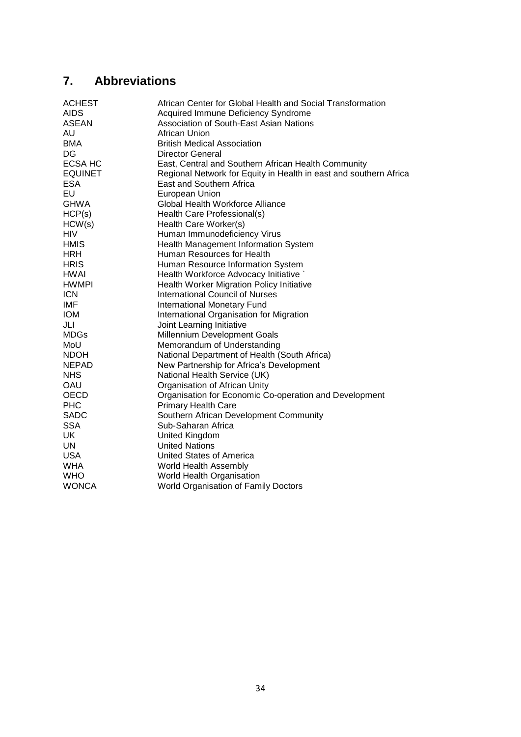## 7. Abbreviations

| | |
|---|---|
| ACHEST | African Center for Global Health and Social Transformation |
| AIDS | Acquired Immune Deficiency Syndrome |
| ASEAN | Association of South-East Asian Nations |
| AU | African Union |
| BMA | British Medical Association |
| DG | Director General |
| ECSA HC | East, Central and Southern African Health Community |
| EQUINET | Regional Network for Equity in Health in east and southern Africa |
| ESA | East and Southern Africa |
| EU | European Union |
| GHWA | Global Health Workforce Alliance |
| HCP(s) | Health Care Professional(s) |
| HCW(s) | Health Care Worker(s) |
| HIV | Human Immunodeficiency Virus |
| HMIS | Health Management Information System |
| HRH | Human Resources for Health |
| HRIS | Human Resource Information System |
| HWAI | Health Workforce Advocacy Initiative ` |
| HWMPI | Health Worker Migration Policy Initiative |
| ICN | International Council of Nurses |
| IMF | International Monetary Fund |
| IOM | International Organisation for Migration |
| JLI | Joint Learning Initiative |
| MDGs | Millennium Development Goals |
| MoU | Memorandum of Understanding |
| NDOH | National Department of Health (South Africa) |
| NEPAD | New Partnership for Africa's Development |
| NHS | National Health Service (UK) |
| OAU | Organisation of African Unity |
| OECD | Organisation for Economic Co-operation and Development |
| PHC | Primary Health Care |
| SADC | Southern African Development Community |
| SSA | Sub-Saharan Africa |
| UK | United Kingdom |
| UN | United Nations |
| USA | United States of America |
| WHA | World Health Assembly |
| WHO | World Health Organisation |
| WONCA | World Organisation of Family Doctors |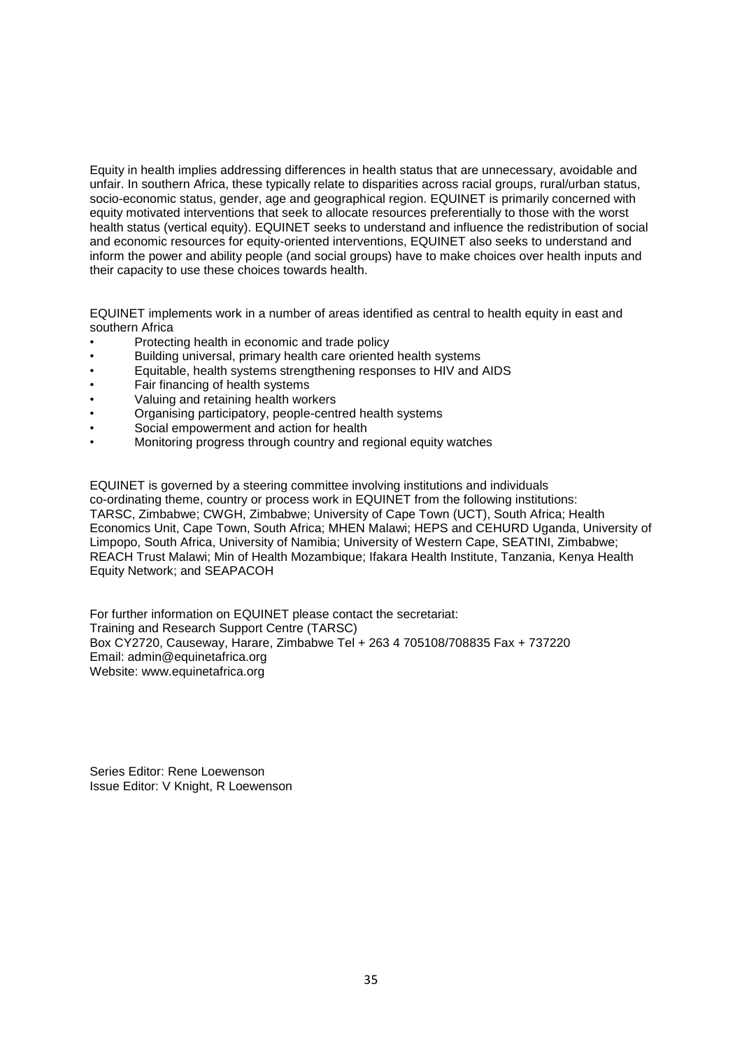Equity in health implies addressing differences in health status that are unnecessary, avoidable and unfair. In southern Africa, these typically relate to disparities across racial groups, rural/urban status, socio-economic status, gender, age and geographical region. EQUINET is primarily concerned with equity motivated interventions that seek to allocate resources preferentially to those with the worst health status (vertical equity). EQUINET seeks to understand and influence the redistribution of social and economic resources for equity-oriented interventions, EQUINET also seeks to understand and inform the power and ability people (and social groups) have to make choices over health inputs and their capacity to use these choices towards health.

EQUINET implements work in a number of areas identified as central to health equity in east and southern Africa

- Protecting health in economic and trade policy
- Building universal, primary health care oriented health systems
- Equitable, health systems strengthening responses to HIV and AIDS
- Fair financing of health systems
- Valuing and retaining health workers
- Organising participatory, people-centred health systems
- Social empowerment and action for health
- Monitoring progress through country and regional equity watches

EQUINET is governed by a steering committee involving institutions and individuals co-ordinating theme, country or process work in EQUINET from the following institutions: TARSC, Zimbabwe; CWGH, Zimbabwe; University of Cape Town (UCT), South Africa; Health Economics Unit, Cape Town, South Africa; MHEN Malawi; HEPS and CEHURD Uganda, University of Limpopo, South Africa, University of Namibia; University of Western Cape, SEATINI, Zimbabwe; REACH Trust Malawi; Min of Health Mozambique; Ifakara Health Institute, Tanzania, Kenya Health Equity Network; and SEAPACOH

For further information on EQUINET please contact the secretariat:
Training and Research Support Centre (TARSC)
Box CY2720, Causeway, Harare, Zimbabwe Tel + 263 4 705108/708835 Fax + 737220
Email: admin@equinetafrica.org
Website: www.equinetafrica.org

Series Editor: Rene Loewenson
Issue Editor: V Knight, R Loewenson